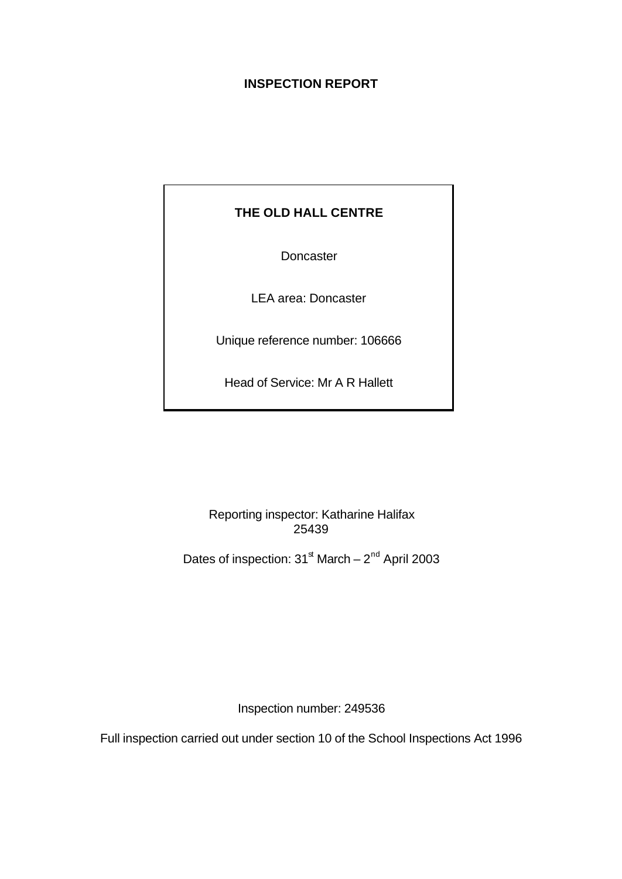# INSPECTION REPORT

**THE OLD HALL CENTRE**

Doncaster

LEA area: Doncaster

Unique reference number: 106666

Head of Service: Mr A R Hallett

Reporting inspector: Katharine Halifax
25439

Dates of inspection: 31st March – 2nd April 2003

Inspection number: 249536

Full inspection carried out under section 10 of the School Inspections Act 1996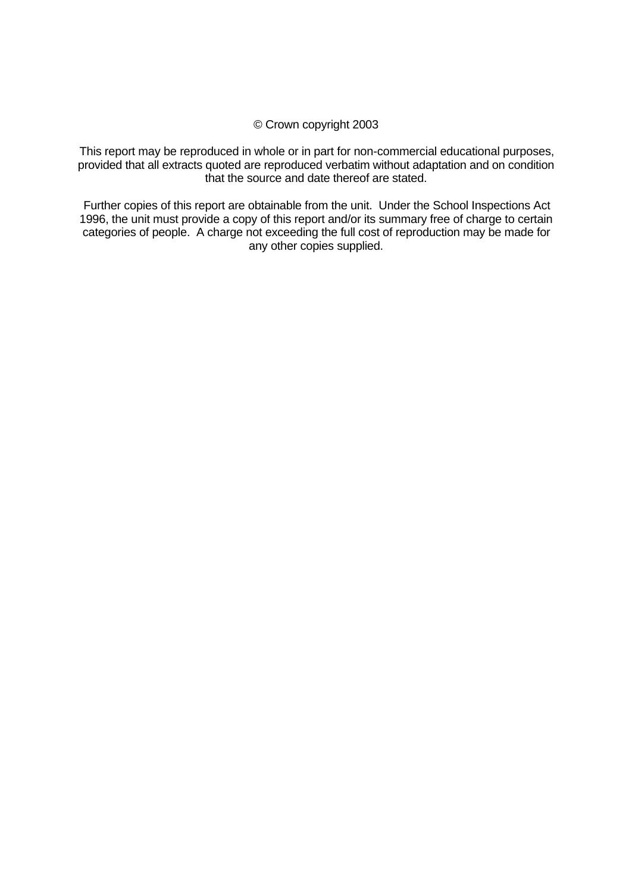© Crown copyright 2003

This report may be reproduced in whole or in part for non-commercial educational purposes, provided that all extracts quoted are reproduced verbatim without adaptation and on condition that the source and date thereof are stated.

Further copies of this report are obtainable from the unit. Under the School Inspections Act 1996, the unit must provide a copy of this report and/or its summary free of charge to certain categories of people. A charge not exceeding the full cost of reproduction may be made for any other copies supplied.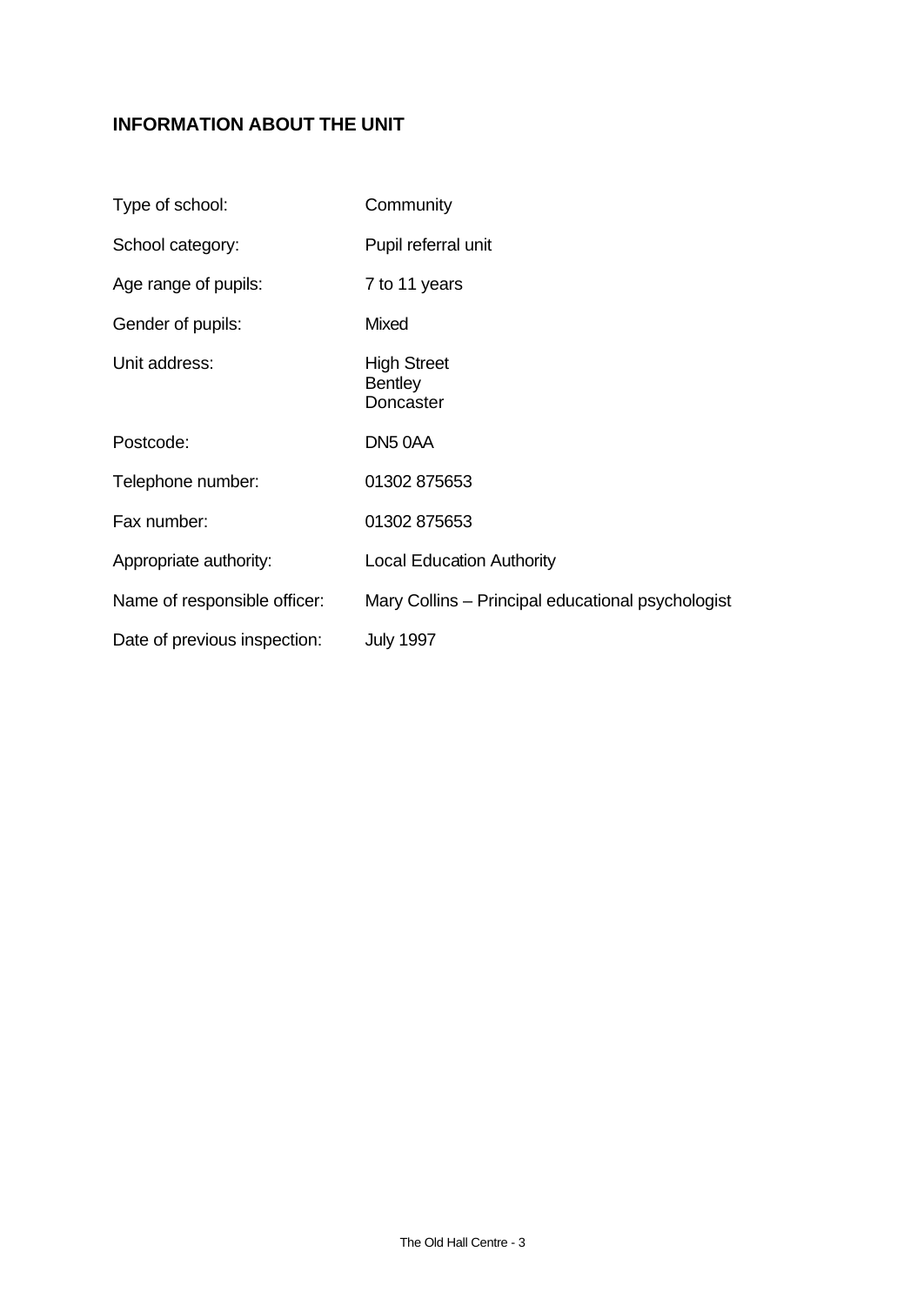## INFORMATION ABOUT THE UNIT

| | |
|---|---|
| Type of school: | Community |
| School category: | Pupil referral unit |
| Age range of pupils: | 7 to 11 years |
| Gender of pupils: | Mixed |
| Unit address: | High Street<br>Bentley<br>Doncaster |
| Postcode: | DN5 0AA |
| Telephone number: | 01302 875653 |
| Fax number: | 01302 875653 |
| Appropriate authority: | Local Education Authority |
| Name of responsible officer: | Mary Collins – Principal educational psychologist |
| Date of previous inspection: | July 1997 |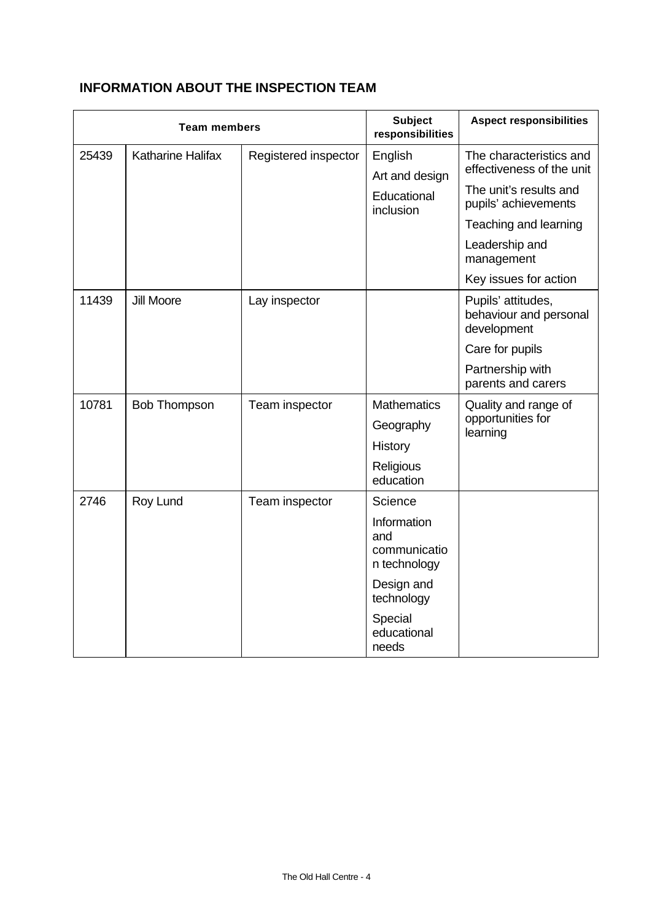## INFORMATION ABOUT THE INSPECTION TEAM

| Team members | | | Subject responsibilities | Aspect responsibilities |
|---|---|---|---|---|
| 25439 | Katharine Halifax | Registered inspector | English<br>Art and design<br>Educational inclusion | The characteristics and effectiveness of the unit<br>The unit's results and pupils' achievements<br>Teaching and learning<br>Leadership and management<br>Key issues for action |
| 11439 | Jill Moore | Lay inspector | | Pupils' attitudes, behaviour and personal development<br>Care for pupils<br>Partnership with parents and carers |
| 10781 | Bob Thompson | Team inspector | Mathematics<br>Geography<br>History<br>Religious education | Quality and range of opportunities for learning |
| 2746 | Roy Lund | Team inspector | Science<br>Information and communication technology<br>Design and technology<br>Special educational needs | |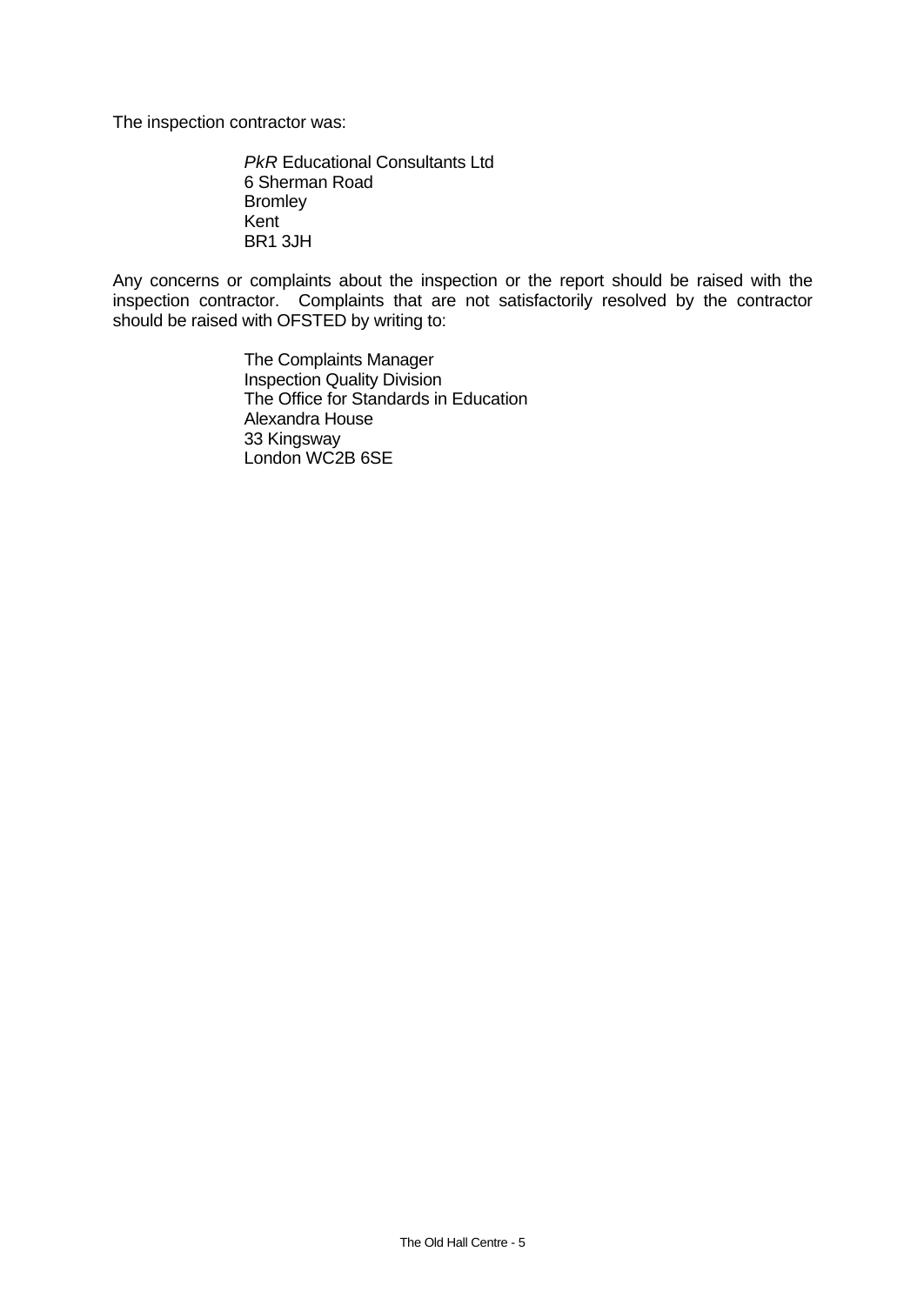The inspection contractor was:

*PkR* Educational Consultants Ltd
6 Sherman Road
Bromley
Kent
BR1 3JH

Any concerns or complaints about the inspection or the report should be raised with the inspection contractor. Complaints that are not satisfactorily resolved by the contractor should be raised with OFSTED by writing to:

The Complaints Manager
Inspection Quality Division
The Office for Standards in Education
Alexandra House
33 Kingsway
London WC2B 6SE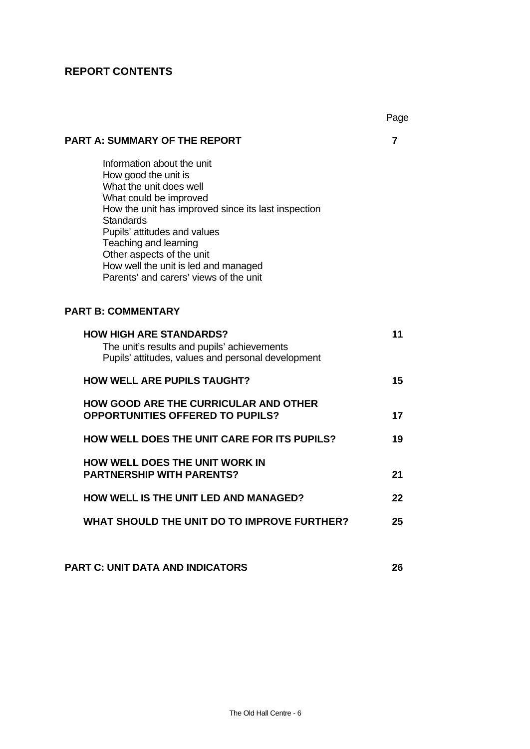## REPORT CONTENTS

| | Page |
|---|---|
| **PART A: SUMMARY OF THE REPORT** | **7** |
| Information about the unit<br>How good the unit is<br>What the unit does well<br>What could be improved<br>How the unit has improved since its last inspection<br>Standards<br>Pupils' attitudes and values<br>Teaching and learning<br>Other aspects of the unit<br>How well the unit is led and managed<br>Parents' and carers' views of the unit | |
| **PART B: COMMENTARY** | |
| **HOW HIGH ARE STANDARDS?**<br>The unit's results and pupils' achievements<br>Pupils' attitudes, values and personal development | **11** |
| **HOW WELL ARE PUPILS TAUGHT?** | **15** |
| **HOW GOOD ARE THE CURRICULAR AND OTHER OPPORTUNITIES OFFERED TO PUPILS?** | **17** |
| **HOW WELL DOES THE UNIT CARE FOR ITS PUPILS?** | **19** |
| **HOW WELL DOES THE UNIT WORK IN PARTNERSHIP WITH PARENTS?** | **21** |
| **HOW WELL IS THE UNIT LED AND MANAGED?** | **22** |
| **WHAT SHOULD THE UNIT DO TO IMPROVE FURTHER?** | **25** |
| **PART C: UNIT DATA AND INDICATORS** | **26** |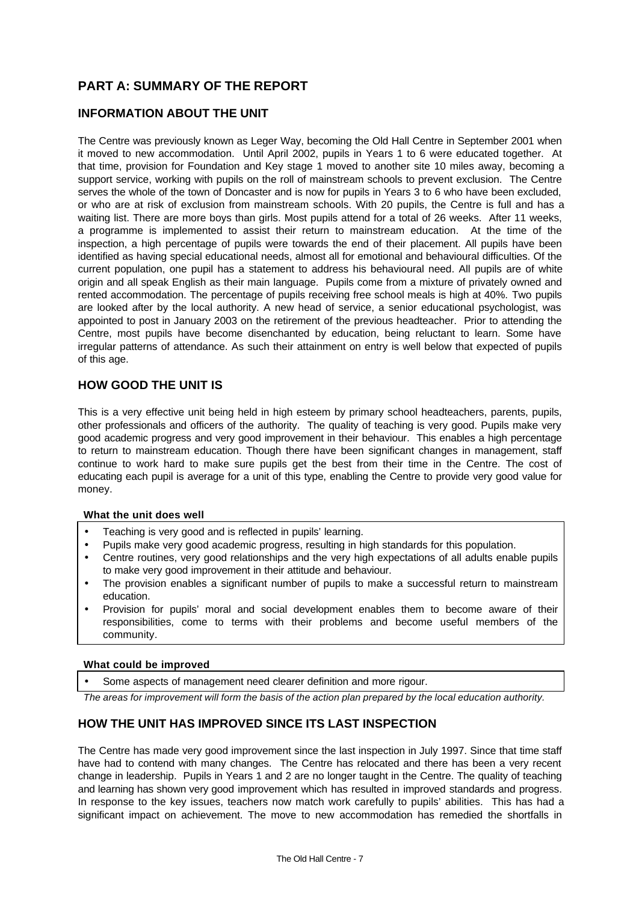# PART A: SUMMARY OF THE REPORT

## INFORMATION ABOUT THE UNIT

The Centre was previously known as Leger Way, becoming the Old Hall Centre in September 2001 when it moved to new accommodation. Until April 2002, pupils in Years 1 to 6 were educated together. At that time, provision for Foundation and Key stage 1 moved to another site 10 miles away, becoming a support service, working with pupils on the roll of mainstream schools to prevent exclusion. The Centre serves the whole of the town of Doncaster and is now for pupils in Years 3 to 6 who have been excluded, or who are at risk of exclusion from mainstream schools. With 20 pupils, the Centre is full and has a waiting list. There are more boys than girls. Most pupils attend for a total of 26 weeks. After 11 weeks, a programme is implemented to assist their return to mainstream education. At the time of the inspection, a high percentage of pupils were towards the end of their placement. All pupils have been identified as having special educational needs, almost all for emotional and behavioural difficulties. Of the current population, one pupil has a statement to address his behavioural need. All pupils are of white origin and all speak English as their main language. Pupils come from a mixture of privately owned and rented accommodation. The percentage of pupils receiving free school meals is high at 40%. Two pupils are looked after by the local authority. A new head of service, a senior educational psychologist, was appointed to post in January 2003 on the retirement of the previous headteacher. Prior to attending the Centre, most pupils have become disenchanted by education, being reluctant to learn. Some have irregular patterns of attendance. As such their attainment on entry is well below that expected of pupils of this age.

## HOW GOOD THE UNIT IS

This is a very effective unit being held in high esteem by primary school headteachers, parents, pupils, other professionals and officers of the authority. The quality of teaching is very good. Pupils make very good academic progress and very good improvement in their behaviour. This enables a high percentage to return to mainstream education. Though there have been significant changes in management, staff continue to work hard to make sure pupils get the best from their time in the Centre. The cost of educating each pupil is average for a unit of this type, enabling the Centre to provide very good value for money.

**What the unit does well**

- Teaching is very good and is reflected in pupils' learning.
- Pupils make very good academic progress, resulting in high standards for this population.
- Centre routines, very good relationships and the very high expectations of all adults enable pupils to make very good improvement in their attitude and behaviour.
- The provision enables a significant number of pupils to make a successful return to mainstream education.
- Provision for pupils' moral and social development enables them to become aware of their responsibilities, come to terms with their problems and become useful members of the community.

**What could be improved**

- Some aspects of management need clearer definition and more rigour.

*The areas for improvement will form the basis of the action plan prepared by the local education authority.*

## HOW THE UNIT HAS IMPROVED SINCE ITS LAST INSPECTION

The Centre has made very good improvement since the last inspection in July 1997. Since that time staff have had to contend with many changes. The Centre has relocated and there has been a very recent change in leadership. Pupils in Years 1 and 2 are no longer taught in the Centre. The quality of teaching and learning has shown very good improvement which has resulted in improved standards and progress. In response to the key issues, teachers now match work carefully to pupils' abilities. This has had a significant impact on achievement. The move to new accommodation has remedied the shortfalls in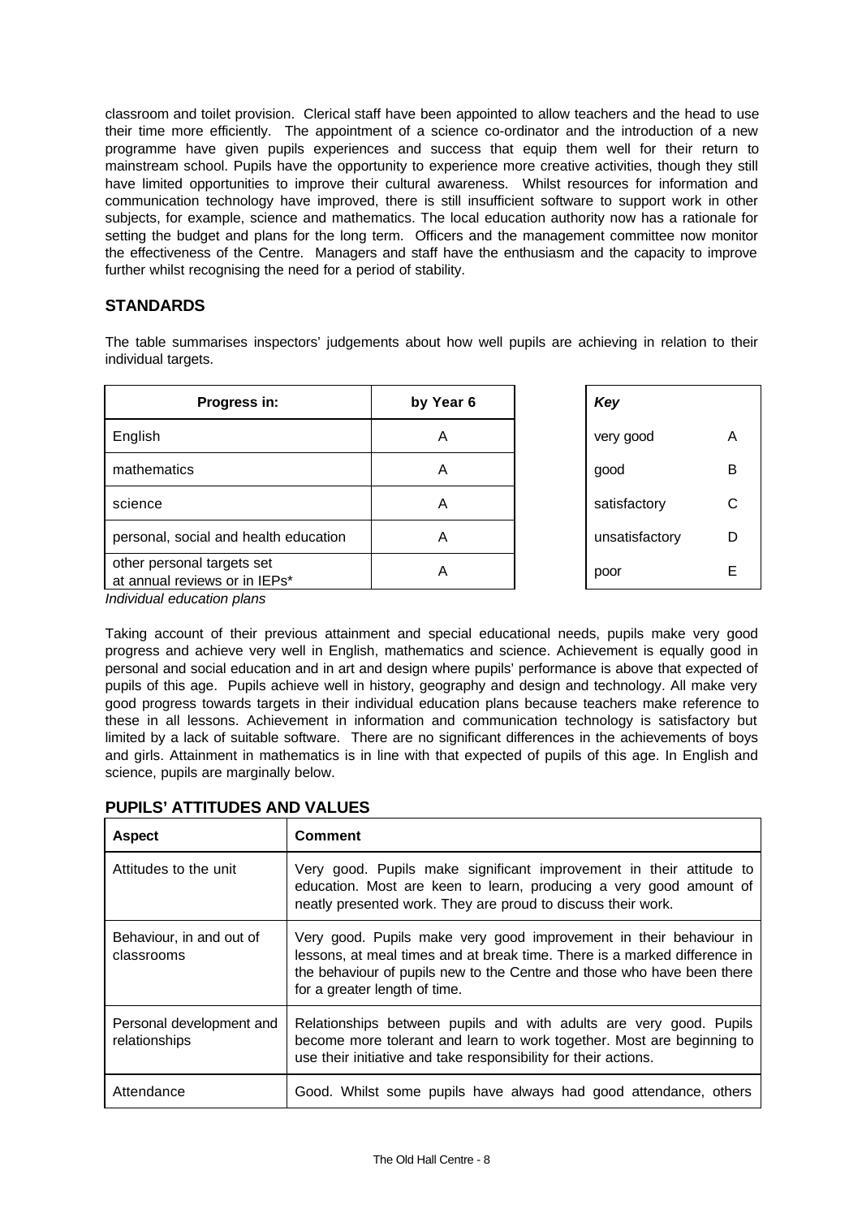classroom and toilet provision. Clerical staff have been appointed to allow teachers and the head to use their time more efficiently. The appointment of a science co-ordinator and the introduction of a new programme have given pupils experiences and success that equip them well for their return to mainstream school. Pupils have the opportunity to experience more creative activities, though they still have limited opportunities to improve their cultural awareness. Whilst resources for information and communication technology have improved, there is still insufficient software to support work in other subjects, for example, science and mathematics. The local education authority now has a rationale for setting the budget and plans for the long term. Officers and the management committee now monitor the effectiveness of the Centre. Managers and staff have the enthusiasm and the capacity to improve further whilst recognising the need for a period of stability.

## STANDARDS

The table summarises inspectors' judgements about how well pupils are achieving in relation to their individual targets.

| Progress in: | by Year 6 |
|---|---|
| English | A |
| mathematics | A |
| science | A |
| personal, social and health education | A |
| other personal targets set at annual reviews or in IEPs* | A |

| *Key* | |
|---|---|
| very good | A |
| good | B |
| satisfactory | C |
| unsatisfactory | D |
| poor | E |

*Individual education plans*

Taking account of their previous attainment and special educational needs, pupils make very good progress and achieve very well in English, mathematics and science. Achievement is equally good in personal and social education and in art and design where pupils' performance is above that expected of pupils of this age. Pupils achieve well in history, geography and design and technology. All make very good progress towards targets in their individual education plans because teachers make reference to these in all lessons. Achievement in information and communication technology is satisfactory but limited by a lack of suitable software. There are no significant differences in the achievements of boys and girls. Attainment in mathematics is in line with that expected of pupils of this age. In English and science, pupils are marginally below.

## PUPILS' ATTITUDES AND VALUES

| Aspect | Comment |
|---|---|
| Attitudes to the unit | Very good. Pupils make significant improvement in their attitude to education. Most are keen to learn, producing a very good amount of neatly presented work. They are proud to discuss their work. |
| Behaviour, in and out of classrooms | Very good. Pupils make very good improvement in their behaviour in lessons, at meal times and at break time. There is a marked difference in the behaviour of pupils new to the Centre and those who have been there for a greater length of time. |
| Personal development and relationships | Relationships between pupils and with adults are very good. Pupils become more tolerant and learn to work together. Most are beginning to use their initiative and take responsibility for their actions. |
| Attendance | Good. Whilst some pupils have always had good attendance, others |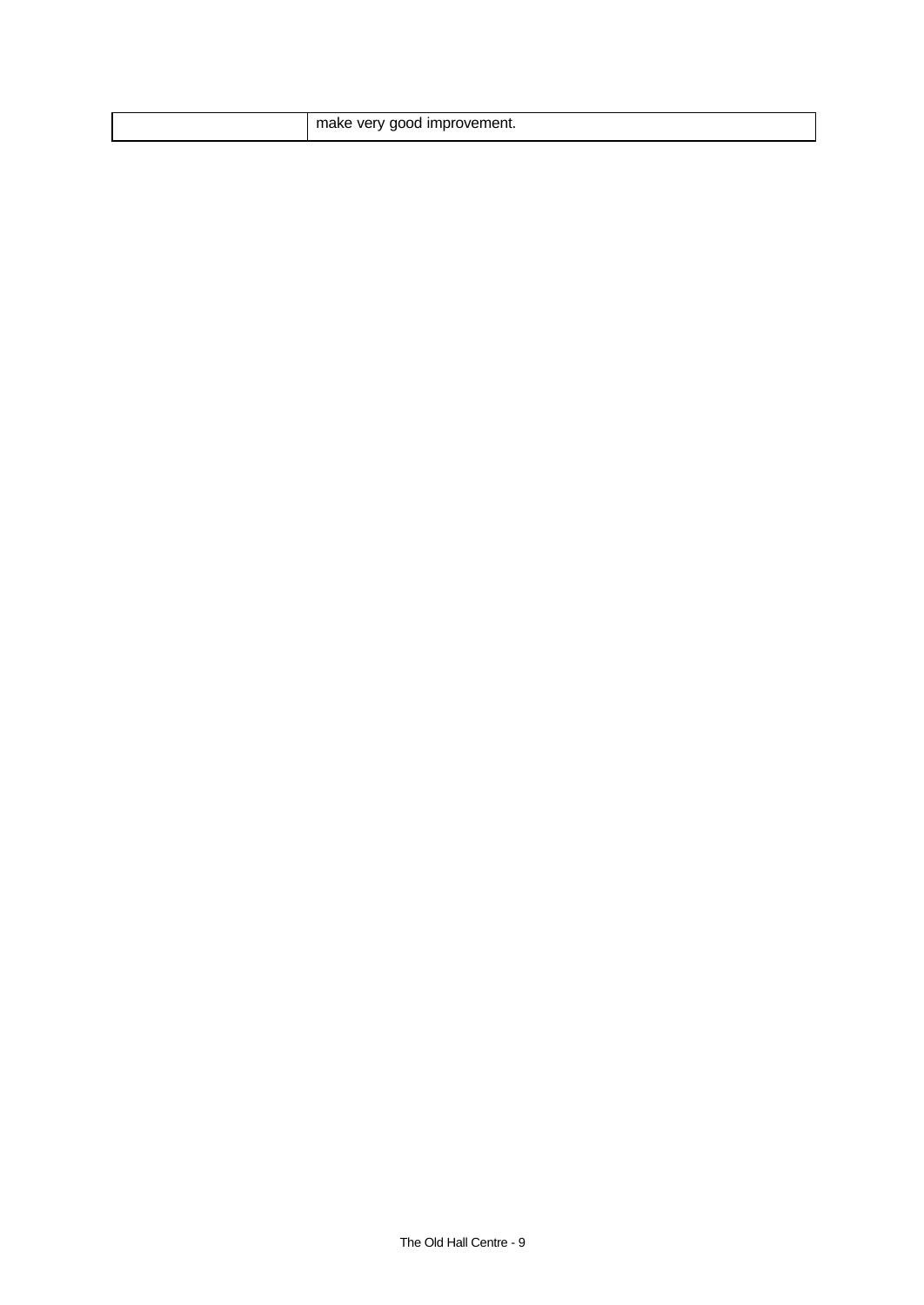| | |
|---|---|
| | make very good improvement. |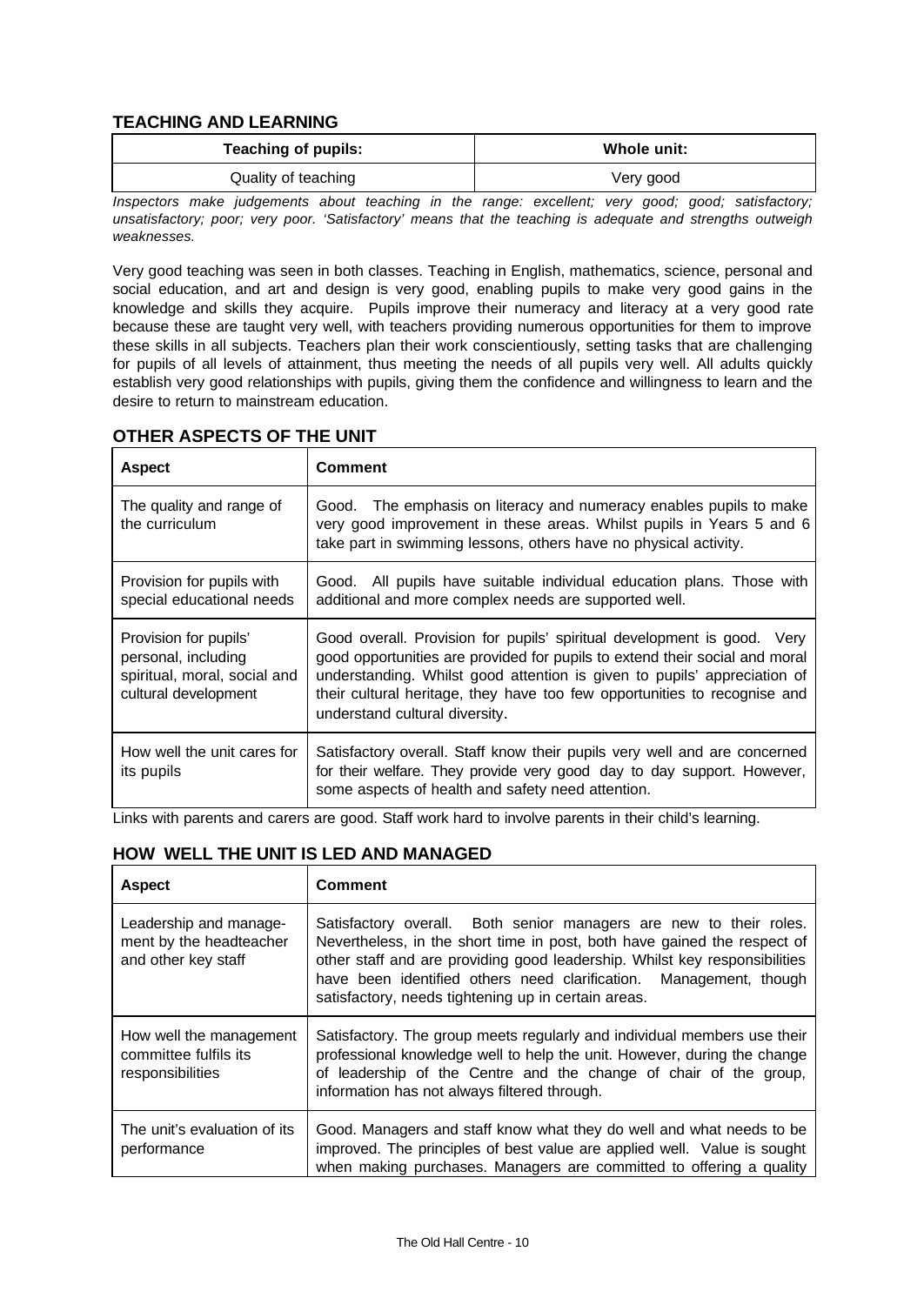## TEACHING AND LEARNING

| Teaching of pupils: | Whole unit: |
|---|---|
| Quality of teaching | Very good |

*Inspectors make judgements about teaching in the range: excellent; very good; good; satisfactory; unsatisfactory; poor; very poor. 'Satisfactory' means that the teaching is adequate and strengths outweigh weaknesses.*

Very good teaching was seen in both classes. Teaching in English, mathematics, science, personal and social education, and art and design is very good, enabling pupils to make very good gains in the knowledge and skills they acquire. Pupils improve their numeracy and literacy at a very good rate because these are taught very well, with teachers providing numerous opportunities for them to improve these skills in all subjects. Teachers plan their work conscientiously, setting tasks that are challenging for pupils of all levels of attainment, thus meeting the needs of all pupils very well. All adults quickly establish very good relationships with pupils, giving them the confidence and willingness to learn and the desire to return to mainstream education.

## OTHER ASPECTS OF THE UNIT

| Aspect | Comment |
|---|---|
| The quality and range of the curriculum | Good. The emphasis on literacy and numeracy enables pupils to make very good improvement in these areas. Whilst pupils in Years 5 and 6 take part in swimming lessons, others have no physical activity. |
| Provision for pupils with special educational needs | Good. All pupils have suitable individual education plans. Those with additional and more complex needs are supported well. |
| Provision for pupils' personal, including spiritual, moral, social and cultural development | Good overall. Provision for pupils' spiritual development is good. Very good opportunities are provided for pupils to extend their social and moral understanding. Whilst good attention is given to pupils' appreciation of their cultural heritage, they have too few opportunities to recognise and understand cultural diversity. |
| How well the unit cares for its pupils | Satisfactory overall. Staff know their pupils very well and are concerned for their welfare. They provide very good day to day support. However, some aspects of health and safety need attention. |

Links with parents and carers are good. Staff work hard to involve parents in their child's learning.

## HOW WELL THE UNIT IS LED AND MANAGED

| Aspect | Comment |
|---|---|
| Leadership and management by the headteacher and other key staff | Satisfactory overall. Both senior managers are new to their roles. Nevertheless, in the short time in post, both have gained the respect of other staff and are providing good leadership. Whilst key responsibilities have been identified others need clarification. Management, though satisfactory, needs tightening up in certain areas. |
| How well the management committee fulfils its responsibilities | Satisfactory. The group meets regularly and individual members use their professional knowledge well to help the unit. However, during the change of leadership of the Centre and the change of chair of the group, information has not always filtered through. |
| The unit's evaluation of its performance | Good. Managers and staff know what they do well and what needs to be improved. The principles of best value are applied well. Value is sought when making purchases. Managers are committed to offering a quality |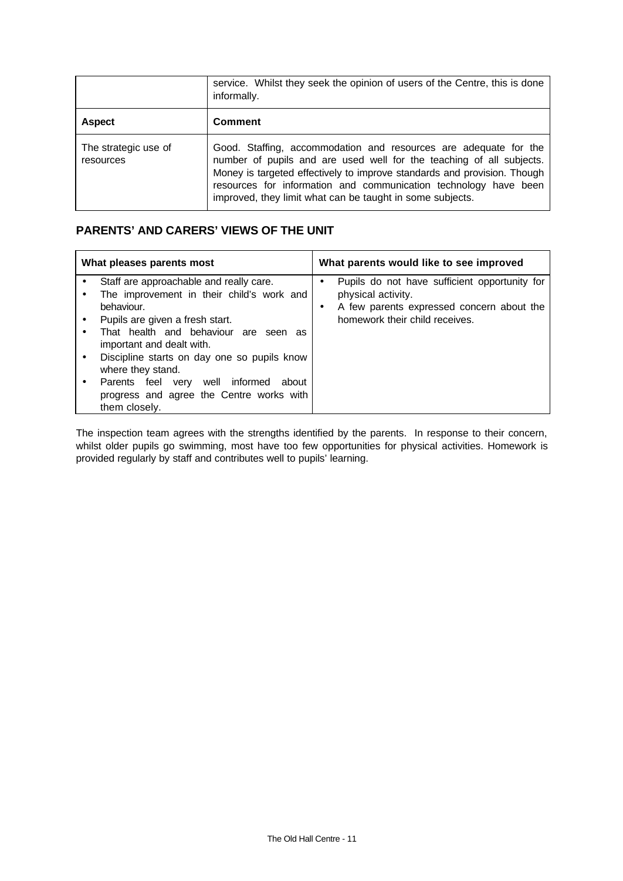|  | service. Whilst they seek the opinion of users of the Centre, this is done informally. |
| --- | --- |
| **Aspect** | **Comment** |
| The strategic use of resources | Good. Staffing, accommodation and resources are adequate for the number of pupils and are used well for the teaching of all subjects. Money is targeted effectively to improve standards and provision. Though resources for information and communication technology have been improved, they limit what can be taught in some subjects. |

## PARENTS' AND CARERS' VIEWS OF THE UNIT

| What pleases parents most | What parents would like to see improved |
| --- | --- |
| • Staff are approachable and really care.<br>• The improvement in their child's work and behaviour.<br>• Pupils are given a fresh start.<br>• That health and behaviour are seen as important and dealt with.<br>• Discipline starts on day one so pupils know where they stand.<br>• Parents feel very well informed about progress and agree the Centre works with them closely. | • Pupils do not have sufficient opportunity for physical activity.<br>• A few parents expressed concern about the homework their child receives. |

The inspection team agrees with the strengths identified by the parents. In response to their concern, whilst older pupils go swimming, most have too few opportunities for physical activities. Homework is provided regularly by staff and contributes well to pupils' learning.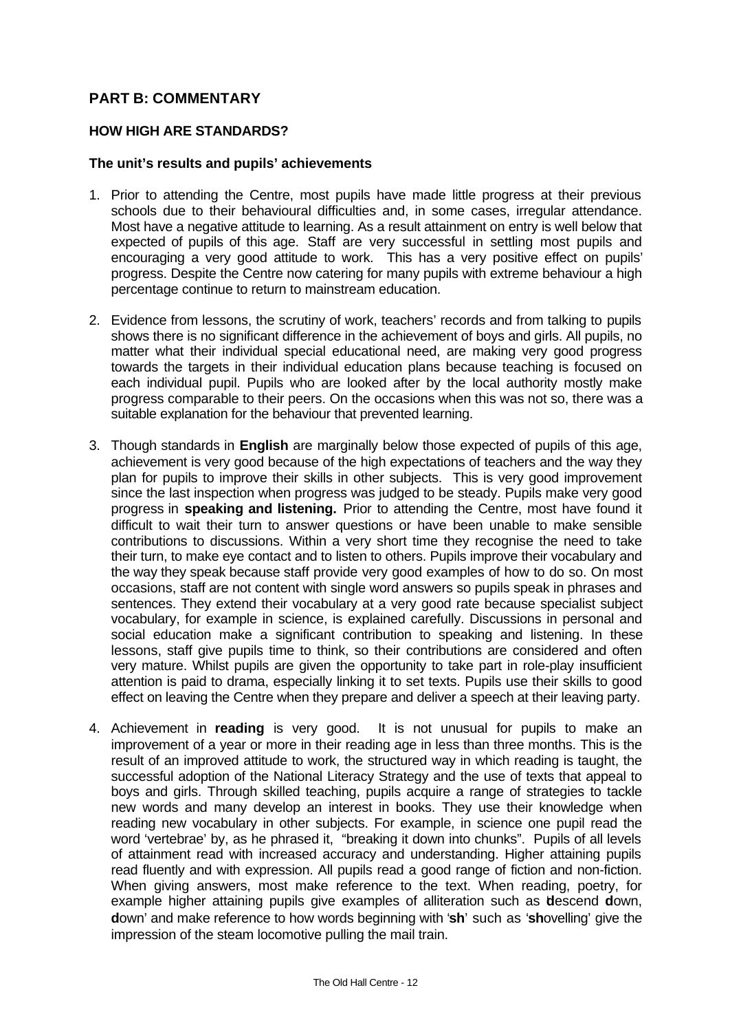## PART B: COMMENTARY

### HOW HIGH ARE STANDARDS?

#### The unit's results and pupils' achievements

1. Prior to attending the Centre, most pupils have made little progress at their previous schools due to their behavioural difficulties and, in some cases, irregular attendance. Most have a negative attitude to learning. As a result attainment on entry is well below that expected of pupils of this age. Staff are very successful in settling most pupils and encouraging a very good attitude to work. This has a very positive effect on pupils' progress. Despite the Centre now catering for many pupils with extreme behaviour a high percentage continue to return to mainstream education.

2. Evidence from lessons, the scrutiny of work, teachers' records and from talking to pupils shows there is no significant difference in the achievement of boys and girls. All pupils, no matter what their individual special educational need, are making very good progress towards the targets in their individual education plans because teaching is focused on each individual pupil. Pupils who are looked after by the local authority mostly make progress comparable to their peers. On the occasions when this was not so, there was a suitable explanation for the behaviour that prevented learning.

3. Though standards in **English** are marginally below those expected of pupils of this age, achievement is very good because of the high expectations of teachers and the way they plan for pupils to improve their skills in other subjects. This is very good improvement since the last inspection when progress was judged to be steady. Pupils make very good progress in **speaking and listening.** Prior to attending the Centre, most have found it difficult to wait their turn to answer questions or have been unable to make sensible contributions to discussions. Within a very short time they recognise the need to take their turn, to make eye contact and to listen to others. Pupils improve their vocabulary and the way they speak because staff provide very good examples of how to do so. On most occasions, staff are not content with single word answers so pupils speak in phrases and sentences. They extend their vocabulary at a very good rate because specialist subject vocabulary, for example in science, is explained carefully. Discussions in personal and social education make a significant contribution to speaking and listening. In these lessons, staff give pupils time to think, so their contributions are considered and often very mature. Whilst pupils are given the opportunity to take part in role-play insufficient attention is paid to drama, especially linking it to set texts. Pupils use their skills to good effect on leaving the Centre when they prepare and deliver a speech at their leaving party.

4. Achievement in **reading** is very good. It is not unusual for pupils to make an improvement of a year or more in their reading age in less than three months. This is the result of an improved attitude to work, the structured way in which reading is taught, the successful adoption of the National Literacy Strategy and the use of texts that appeal to boys and girls. Through skilled teaching, pupils acquire a range of strategies to tackle new words and many develop an interest in books. They use their knowledge when reading new vocabulary in other subjects. For example, in science one pupil read the word 'vertebrae' by, as he phrased it, "breaking it down into chunks". Pupils of all levels of attainment read with increased accuracy and understanding. Higher attaining pupils read fluently and with expression. All pupils read a good range of fiction and non-fiction. When giving answers, most make reference to the text. When reading, poetry, for example higher attaining pupils give examples of alliteration such as '**d**escend **d**own, **d**own' and make reference to how words beginning with '**sh**' such as '**sh**ovelling' give the impression of the steam locomotive pulling the mail train.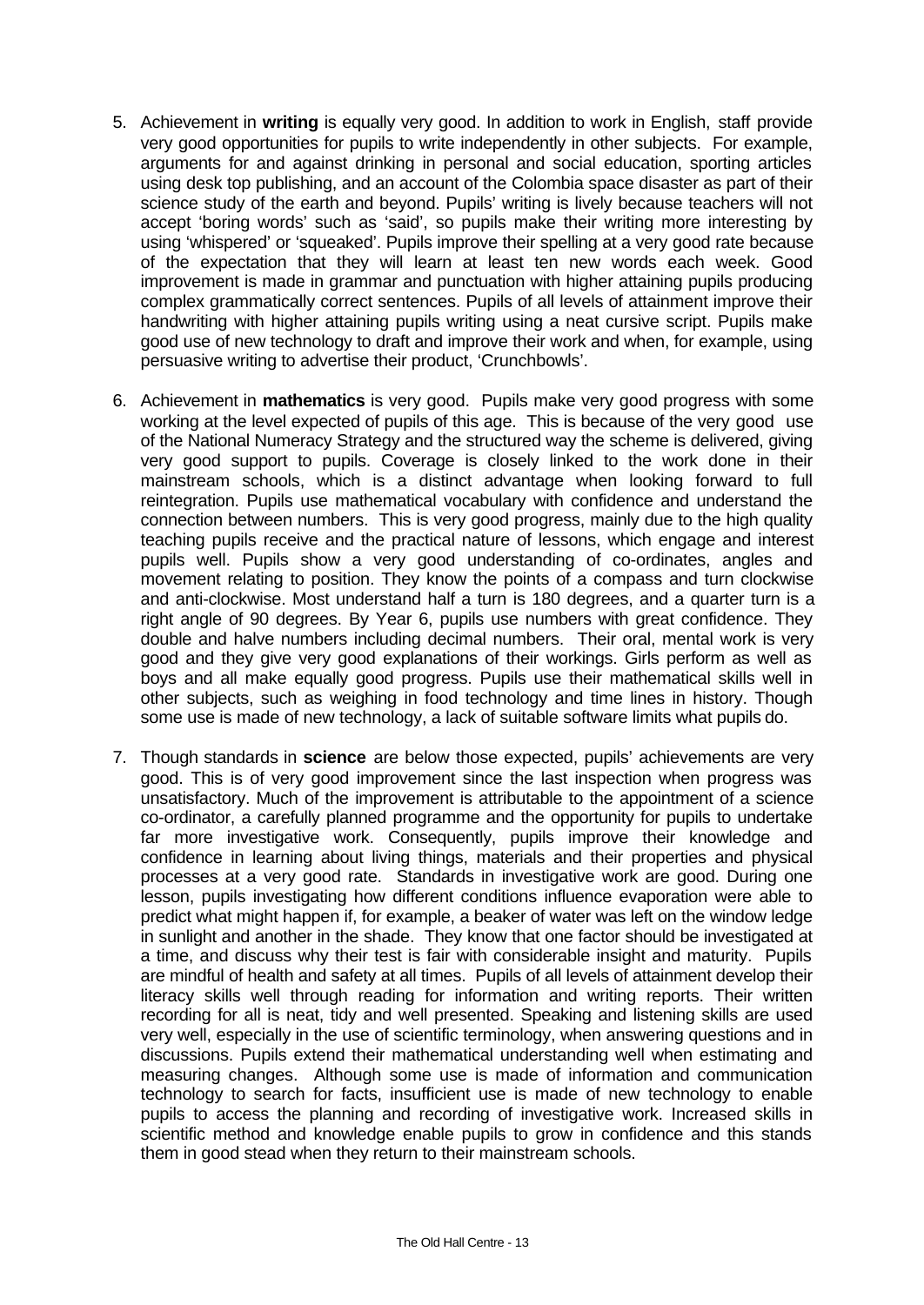5. Achievement in **writing** is equally very good. In addition to work in English, staff provide very good opportunities for pupils to write independently in other subjects. For example, arguments for and against drinking in personal and social education, sporting articles using desk top publishing, and an account of the Colombia space disaster as part of their science study of the earth and beyond. Pupils' writing is lively because teachers will not accept 'boring words' such as 'said', so pupils make their writing more interesting by using 'whispered' or 'squeaked'. Pupils improve their spelling at a very good rate because of the expectation that they will learn at least ten new words each week. Good improvement is made in grammar and punctuation with higher attaining pupils producing complex grammatically correct sentences. Pupils of all levels of attainment improve their handwriting with higher attaining pupils writing using a neat cursive script. Pupils make good use of new technology to draft and improve their work and when, for example, using persuasive writing to advertise their product, 'Crunchbowls'.

6. Achievement in **mathematics** is very good. Pupils make very good progress with some working at the level expected of pupils of this age. This is because of the very good use of the National Numeracy Strategy and the structured way the scheme is delivered, giving very good support to pupils. Coverage is closely linked to the work done in their mainstream schools, which is a distinct advantage when looking forward to full reintegration. Pupils use mathematical vocabulary with confidence and understand the connection between numbers. This is very good progress, mainly due to the high quality teaching pupils receive and the practical nature of lessons, which engage and interest pupils well. Pupils show a very good understanding of co-ordinates, angles and movement relating to position. They know the points of a compass and turn clockwise and anti-clockwise. Most understand half a turn is 180 degrees, and a quarter turn is a right angle of 90 degrees. By Year 6, pupils use numbers with great confidence. They double and halve numbers including decimal numbers. Their oral, mental work is very good and they give very good explanations of their workings. Girls perform as well as boys and all make equally good progress. Pupils use their mathematical skills well in other subjects, such as weighing in food technology and time lines in history. Though some use is made of new technology, a lack of suitable software limits what pupils do.

7. Though standards in **science** are below those expected, pupils' achievements are very good. This is of very good improvement since the last inspection when progress was unsatisfactory. Much of the improvement is attributable to the appointment of a science co-ordinator, a carefully planned programme and the opportunity for pupils to undertake far more investigative work. Consequently, pupils improve their knowledge and confidence in learning about living things, materials and their properties and physical processes at a very good rate. Standards in investigative work are good. During one lesson, pupils investigating how different conditions influence evaporation were able to predict what might happen if, for example, a beaker of water was left on the window ledge in sunlight and another in the shade. They know that one factor should be investigated at a time, and discuss why their test is fair with considerable insight and maturity. Pupils are mindful of health and safety at all times. Pupils of all levels of attainment develop their literacy skills well through reading for information and writing reports. Their written recording for all is neat, tidy and well presented. Speaking and listening skills are used very well, especially in the use of scientific terminology, when answering questions and in discussions. Pupils extend their mathematical understanding well when estimating and measuring changes. Although some use is made of information and communication technology to search for facts, insufficient use is made of new technology to enable pupils to access the planning and recording of investigative work. Increased skills in scientific method and knowledge enable pupils to grow in confidence and this stands them in good stead when they return to their mainstream schools.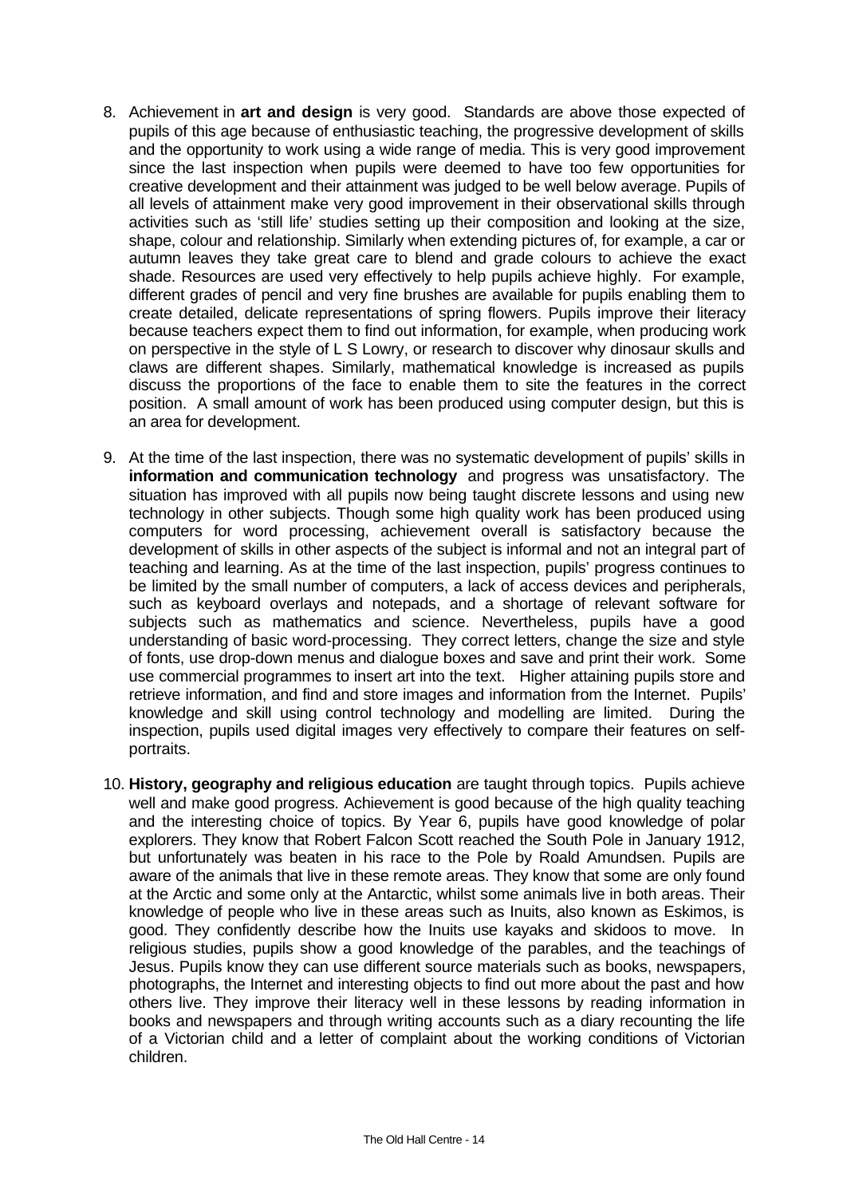8. Achievement in **art and design** is very good. Standards are above those expected of pupils of this age because of enthusiastic teaching, the progressive development of skills and the opportunity to work using a wide range of media. This is very good improvement since the last inspection when pupils were deemed to have too few opportunities for creative development and their attainment was judged to be well below average. Pupils of all levels of attainment make very good improvement in their observational skills through activities such as 'still life' studies setting up their composition and looking at the size, shape, colour and relationship. Similarly when extending pictures of, for example, a car or autumn leaves they take great care to blend and grade colours to achieve the exact shade. Resources are used very effectively to help pupils achieve highly. For example, different grades of pencil and very fine brushes are available for pupils enabling them to create detailed, delicate representations of spring flowers. Pupils improve their literacy because teachers expect them to find out information, for example, when producing work on perspective in the style of L S Lowry, or research to discover why dinosaur skulls and claws are different shapes. Similarly, mathematical knowledge is increased as pupils discuss the proportions of the face to enable them to site the features in the correct position. A small amount of work has been produced using computer design, but this is an area for development.

9. At the time of the last inspection, there was no systematic development of pupils' skills in **information and communication technology** and progress was unsatisfactory. The situation has improved with all pupils now being taught discrete lessons and using new technology in other subjects. Though some high quality work has been produced using computers for word processing, achievement overall is satisfactory because the development of skills in other aspects of the subject is informal and not an integral part of teaching and learning. As at the time of the last inspection, pupils' progress continues to be limited by the small number of computers, a lack of access devices and peripherals, such as keyboard overlays and notepads, and a shortage of relevant software for subjects such as mathematics and science. Nevertheless, pupils have a good understanding of basic word-processing. They correct letters, change the size and style of fonts, use drop-down menus and dialogue boxes and save and print their work. Some use commercial programmes to insert art into the text. Higher attaining pupils store and retrieve information, and find and store images and information from the Internet. Pupils' knowledge and skill using control technology and modelling are limited. During the inspection, pupils used digital images very effectively to compare their features on self-portraits.

10. **History, geography and religious education** are taught through topics. Pupils achieve well and make good progress. Achievement is good because of the high quality teaching and the interesting choice of topics. By Year 6, pupils have good knowledge of polar explorers. They know that Robert Falcon Scott reached the South Pole in January 1912, but unfortunately was beaten in his race to the Pole by Roald Amundsen. Pupils are aware of the animals that live in these remote areas. They know that some are only found at the Arctic and some only at the Antarctic, whilst some animals live in both areas. Their knowledge of people who live in these areas such as Inuits, also known as Eskimos, is good. They confidently describe how the Inuits use kayaks and skidoos to move. In religious studies, pupils show a good knowledge of the parables, and the teachings of Jesus. Pupils know they can use different source materials such as books, newspapers, photographs, the Internet and interesting objects to find out more about the past and how others live. They improve their literacy well in these lessons by reading information in books and newspapers and through writing accounts such as a diary recounting the life of a Victorian child and a letter of complaint about the working conditions of Victorian children.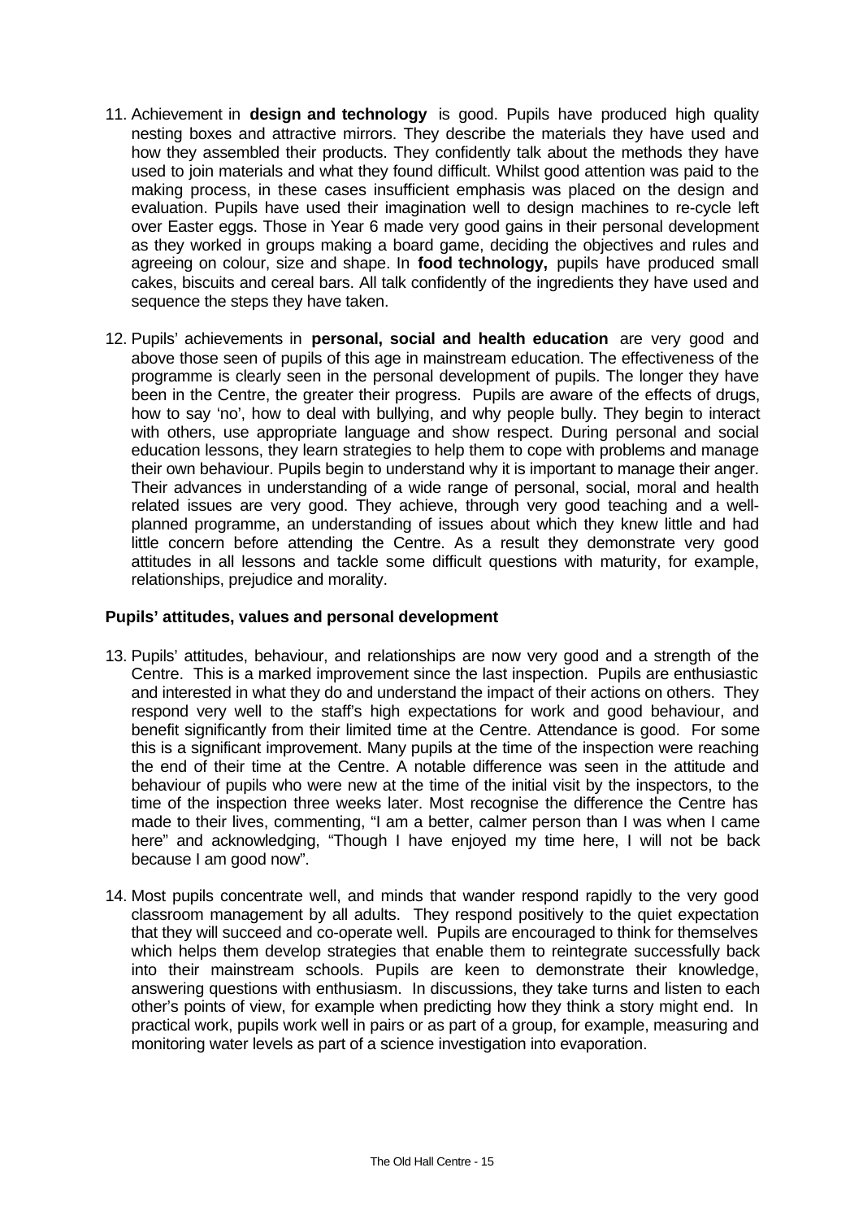11. Achievement in **design and technology** is good. Pupils have produced high quality nesting boxes and attractive mirrors. They describe the materials they have used and how they assembled their products. They confidently talk about the methods they have used to join materials and what they found difficult. Whilst good attention was paid to the making process, in these cases insufficient emphasis was placed on the design and evaluation. Pupils have used their imagination well to design machines to re-cycle left over Easter eggs. Those in Year 6 made very good gains in their personal development as they worked in groups making a board game, deciding the objectives and rules and agreeing on colour, size and shape. In **food technology,** pupils have produced small cakes, biscuits and cereal bars. All talk confidently of the ingredients they have used and sequence the steps they have taken.

12. Pupils' achievements in **personal, social and health education** are very good and above those seen of pupils of this age in mainstream education. The effectiveness of the programme is clearly seen in the personal development of pupils. The longer they have been in the Centre, the greater their progress. Pupils are aware of the effects of drugs, how to say 'no', how to deal with bullying, and why people bully. They begin to interact with others, use appropriate language and show respect. During personal and social education lessons, they learn strategies to help them to cope with problems and manage their own behaviour. Pupils begin to understand why it is important to manage their anger. Their advances in understanding of a wide range of personal, social, moral and health related issues are very good. They achieve, through very good teaching and a well-planned programme, an understanding of issues about which they knew little and had little concern before attending the Centre. As a result they demonstrate very good attitudes in all lessons and tackle some difficult questions with maturity, for example, relationships, prejudice and morality.

### Pupils' attitudes, values and personal development

13. Pupils' attitudes, behaviour, and relationships are now very good and a strength of the Centre. This is a marked improvement since the last inspection. Pupils are enthusiastic and interested in what they do and understand the impact of their actions on others. They respond very well to the staff's high expectations for work and good behaviour, and benefit significantly from their limited time at the Centre. Attendance is good. For some this is a significant improvement. Many pupils at the time of the inspection were reaching the end of their time at the Centre. A notable difference was seen in the attitude and behaviour of pupils who were new at the time of the initial visit by the inspectors, to the time of the inspection three weeks later. Most recognise the difference the Centre has made to their lives, commenting, "I am a better, calmer person than I was when I came here" and acknowledging, "Though I have enjoyed my time here, I will not be back because I am good now".

14. Most pupils concentrate well, and minds that wander respond rapidly to the very good classroom management by all adults. They respond positively to the quiet expectation that they will succeed and co-operate well. Pupils are encouraged to think for themselves which helps them develop strategies that enable them to reintegrate successfully back into their mainstream schools. Pupils are keen to demonstrate their knowledge, answering questions with enthusiasm. In discussions, they take turns and listen to each other's points of view, for example when predicting how they think a story might end. In practical work, pupils work well in pairs or as part of a group, for example, measuring and monitoring water levels as part of a science investigation into evaporation.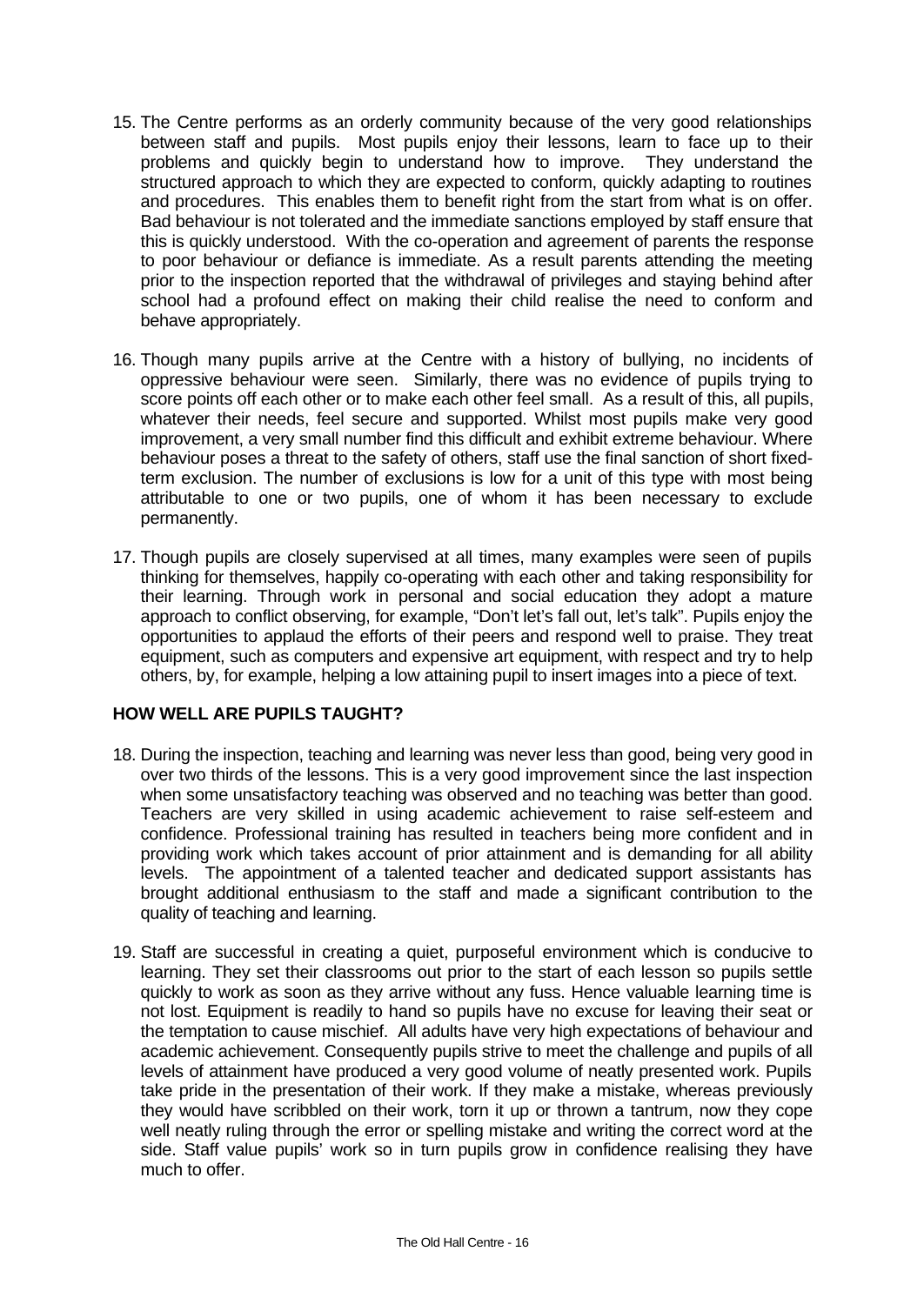15. The Centre performs as an orderly community because of the very good relationships between staff and pupils. Most pupils enjoy their lessons, learn to face up to their problems and quickly begin to understand how to improve. They understand the structured approach to which they are expected to conform, quickly adapting to routines and procedures. This enables them to benefit right from the start from what is on offer. Bad behaviour is not tolerated and the immediate sanctions employed by staff ensure that this is quickly understood. With the co-operation and agreement of parents the response to poor behaviour or defiance is immediate. As a result parents attending the meeting prior to the inspection reported that the withdrawal of privileges and staying behind after school had a profound effect on making their child realise the need to conform and behave appropriately.

16. Though many pupils arrive at the Centre with a history of bullying, no incidents of oppressive behaviour were seen. Similarly, there was no evidence of pupils trying to score points off each other or to make each other feel small. As a result of this, all pupils, whatever their needs, feel secure and supported. Whilst most pupils make very good improvement, a very small number find this difficult and exhibit extreme behaviour. Where behaviour poses a threat to the safety of others, staff use the final sanction of short fixed-term exclusion. The number of exclusions is low for a unit of this type with most being attributable to one or two pupils, one of whom it has been necessary to exclude permanently.

17. Though pupils are closely supervised at all times, many examples were seen of pupils thinking for themselves, happily co-operating with each other and taking responsibility for their learning. Through work in personal and social education they adopt a mature approach to conflict observing, for example, "Don't let's fall out, let's talk". Pupils enjoy the opportunities to applaud the efforts of their peers and respond well to praise. They treat equipment, such as computers and expensive art equipment, with respect and try to help others, by, for example, helping a low attaining pupil to insert images into a piece of text.

## HOW WELL ARE PUPILS TAUGHT?

18. During the inspection, teaching and learning was never less than good, being very good in over two thirds of the lessons. This is a very good improvement since the last inspection when some unsatisfactory teaching was observed and no teaching was better than good. Teachers are very skilled in using academic achievement to raise self-esteem and confidence. Professional training has resulted in teachers being more confident and in providing work which takes account of prior attainment and is demanding for all ability levels. The appointment of a talented teacher and dedicated support assistants has brought additional enthusiasm to the staff and made a significant contribution to the quality of teaching and learning.

19. Staff are successful in creating a quiet, purposeful environment which is conducive to learning. They set their classrooms out prior to the start of each lesson so pupils settle quickly to work as soon as they arrive without any fuss. Hence valuable learning time is not lost. Equipment is readily to hand so pupils have no excuse for leaving their seat or the temptation to cause mischief. All adults have very high expectations of behaviour and academic achievement. Consequently pupils strive to meet the challenge and pupils of all levels of attainment have produced a very good volume of neatly presented work. Pupils take pride in the presentation of their work. If they make a mistake, whereas previously they would have scribbled on their work, torn it up or thrown a tantrum, now they cope well neatly ruling through the error or spelling mistake and writing the correct word at the side. Staff value pupils' work so in turn pupils grow in confidence realising they have much to offer.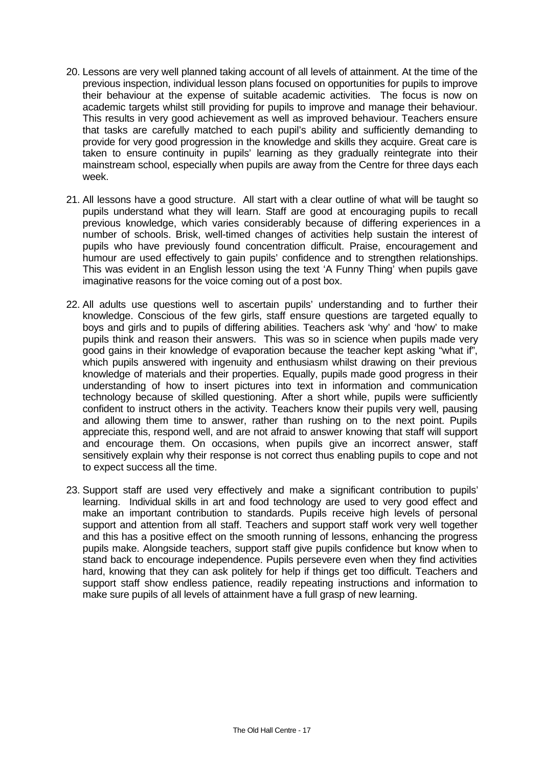20. Lessons are very well planned taking account of all levels of attainment. At the time of the previous inspection, individual lesson plans focused on opportunities for pupils to improve their behaviour at the expense of suitable academic activities. The focus is now on academic targets whilst still providing for pupils to improve and manage their behaviour. This results in very good achievement as well as improved behaviour. Teachers ensure that tasks are carefully matched to each pupil's ability and sufficiently demanding to provide for very good progression in the knowledge and skills they acquire. Great care is taken to ensure continuity in pupils' learning as they gradually reintegrate into their mainstream school, especially when pupils are away from the Centre for three days each week.

21. All lessons have a good structure. All start with a clear outline of what will be taught so pupils understand what they will learn. Staff are good at encouraging pupils to recall previous knowledge, which varies considerably because of differing experiences in a number of schools. Brisk, well-timed changes of activities help sustain the interest of pupils who have previously found concentration difficult. Praise, encouragement and humour are used effectively to gain pupils' confidence and to strengthen relationships. This was evident in an English lesson using the text 'A Funny Thing' when pupils gave imaginative reasons for the voice coming out of a post box.

22. All adults use questions well to ascertain pupils' understanding and to further their knowledge. Conscious of the few girls, staff ensure questions are targeted equally to boys and girls and to pupils of differing abilities. Teachers ask 'why' and 'how' to make pupils think and reason their answers. This was so in science when pupils made very good gains in their knowledge of evaporation because the teacher kept asking "what if", which pupils answered with ingenuity and enthusiasm whilst drawing on their previous knowledge of materials and their properties. Equally, pupils made good progress in their understanding of how to insert pictures into text in information and communication technology because of skilled questioning. After a short while, pupils were sufficiently confident to instruct others in the activity. Teachers know their pupils very well, pausing and allowing them time to answer, rather than rushing on to the next point. Pupils appreciate this, respond well, and are not afraid to answer knowing that staff will support and encourage them. On occasions, when pupils give an incorrect answer, staff sensitively explain why their response is not correct thus enabling pupils to cope and not to expect success all the time.

23. Support staff are used very effectively and make a significant contribution to pupils' learning. Individual skills in art and food technology are used to very good effect and make an important contribution to standards. Pupils receive high levels of personal support and attention from all staff. Teachers and support staff work very well together and this has a positive effect on the smooth running of lessons, enhancing the progress pupils make. Alongside teachers, support staff give pupils confidence but know when to stand back to encourage independence. Pupils persevere even when they find activities hard, knowing that they can ask politely for help if things get too difficult. Teachers and support staff show endless patience, readily repeating instructions and information to make sure pupils of all levels of attainment have a full grasp of new learning.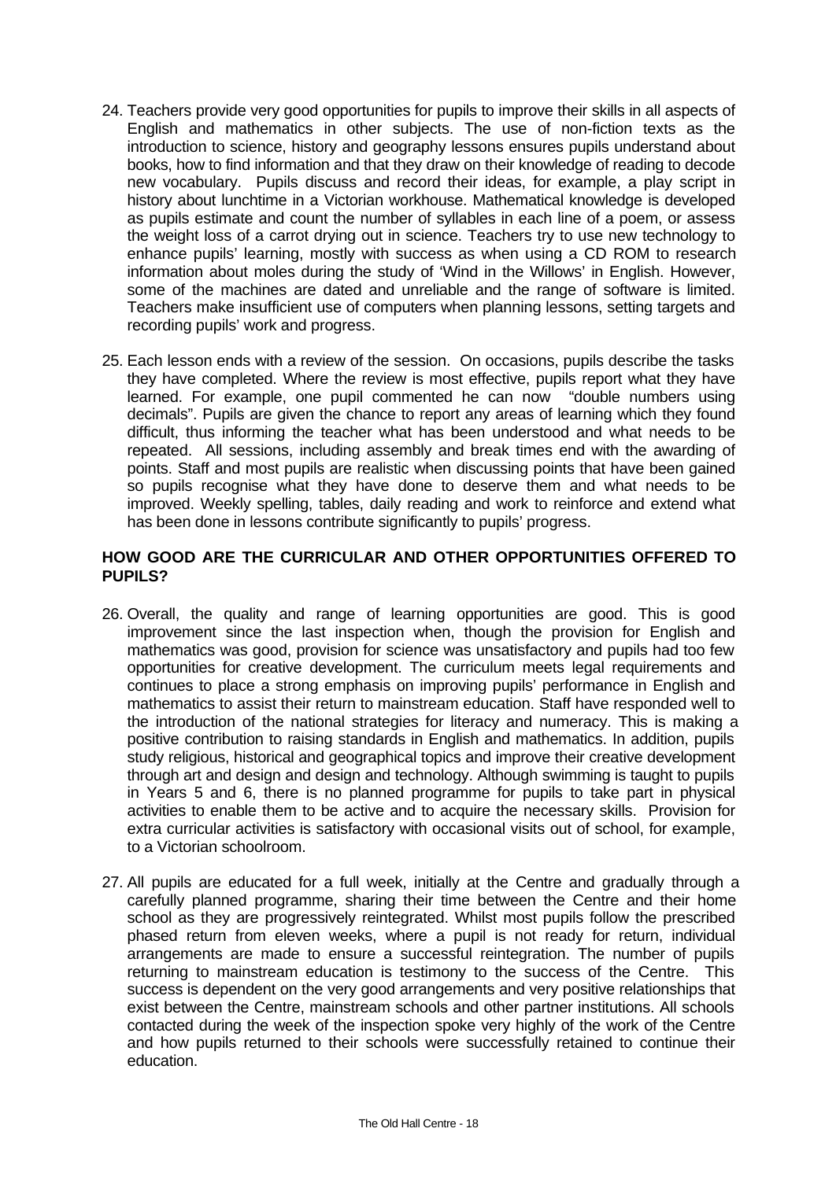24. Teachers provide very good opportunities for pupils to improve their skills in all aspects of English and mathematics in other subjects. The use of non-fiction texts as the introduction to science, history and geography lessons ensures pupils understand about books, how to find information and that they draw on their knowledge of reading to decode new vocabulary. Pupils discuss and record their ideas, for example, a play script in history about lunchtime in a Victorian workhouse. Mathematical knowledge is developed as pupils estimate and count the number of syllables in each line of a poem, or assess the weight loss of a carrot drying out in science. Teachers try to use new technology to enhance pupils' learning, mostly with success as when using a CD ROM to research information about moles during the study of 'Wind in the Willows' in English. However, some of the machines are dated and unreliable and the range of software is limited. Teachers make insufficient use of computers when planning lessons, setting targets and recording pupils' work and progress.

25. Each lesson ends with a review of the session. On occasions, pupils describe the tasks they have completed. Where the review is most effective, pupils report what they have learned. For example, one pupil commented he can now "double numbers using decimals". Pupils are given the chance to report any areas of learning which they found difficult, thus informing the teacher what has been understood and what needs to be repeated. All sessions, including assembly and break times end with the awarding of points. Staff and most pupils are realistic when discussing points that have been gained so pupils recognise what they have done to deserve them and what needs to be improved. Weekly spelling, tables, daily reading and work to reinforce and extend what has been done in lessons contribute significantly to pupils' progress.

## HOW GOOD ARE THE CURRICULAR AND OTHER OPPORTUNITIES OFFERED TO PUPILS?

26. Overall, the quality and range of learning opportunities are good. This is good improvement since the last inspection when, though the provision for English and mathematics was good, provision for science was unsatisfactory and pupils had too few opportunities for creative development. The curriculum meets legal requirements and continues to place a strong emphasis on improving pupils' performance in English and mathematics to assist their return to mainstream education. Staff have responded well to the introduction of the national strategies for literacy and numeracy. This is making a positive contribution to raising standards in English and mathematics. In addition, pupils study religious, historical and geographical topics and improve their creative development through art and design and design and technology. Although swimming is taught to pupils in Years 5 and 6, there is no planned programme for pupils to take part in physical activities to enable them to be active and to acquire the necessary skills. Provision for extra curricular activities is satisfactory with occasional visits out of school, for example, to a Victorian schoolroom.

27. All pupils are educated for a full week, initially at the Centre and gradually through a carefully planned programme, sharing their time between the Centre and their home school as they are progressively reintegrated. Whilst most pupils follow the prescribed phased return from eleven weeks, where a pupil is not ready for return, individual arrangements are made to ensure a successful reintegration. The number of pupils returning to mainstream education is testimony to the success of the Centre. This success is dependent on the very good arrangements and very positive relationships that exist between the Centre, mainstream schools and other partner institutions. All schools contacted during the week of the inspection spoke very highly of the work of the Centre and how pupils returned to their schools were successfully retained to continue their education.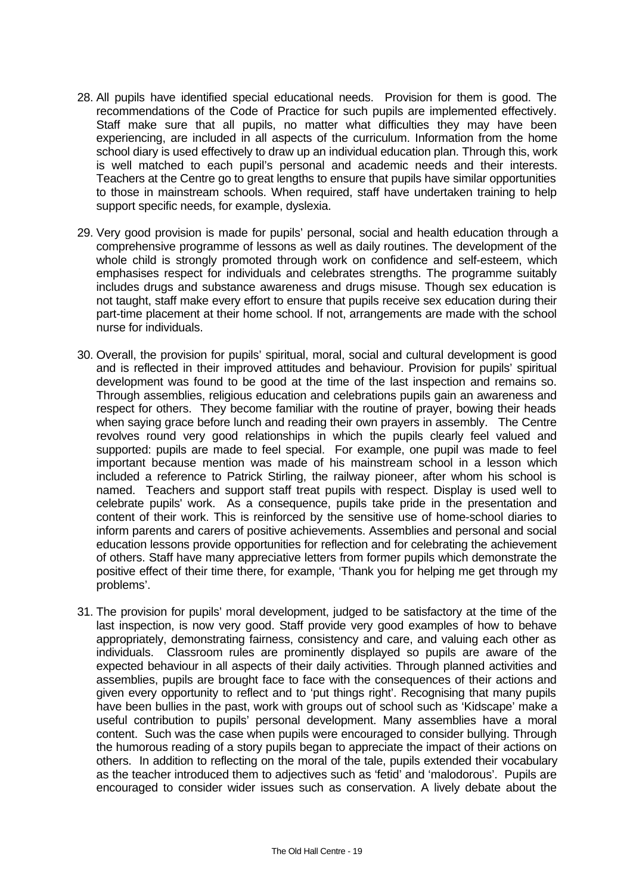28. All pupils have identified special educational needs. Provision for them is good. The recommendations of the Code of Practice for such pupils are implemented effectively. Staff make sure that all pupils, no matter what difficulties they may have been experiencing, are included in all aspects of the curriculum. Information from the home school diary is used effectively to draw up an individual education plan. Through this, work is well matched to each pupil's personal and academic needs and their interests. Teachers at the Centre go to great lengths to ensure that pupils have similar opportunities to those in mainstream schools. When required, staff have undertaken training to help support specific needs, for example, dyslexia.

29. Very good provision is made for pupils' personal, social and health education through a comprehensive programme of lessons as well as daily routines. The development of the whole child is strongly promoted through work on confidence and self-esteem, which emphasises respect for individuals and celebrates strengths. The programme suitably includes drugs and substance awareness and drugs misuse. Though sex education is not taught, staff make every effort to ensure that pupils receive sex education during their part-time placement at their home school. If not, arrangements are made with the school nurse for individuals.

30. Overall, the provision for pupils' spiritual, moral, social and cultural development is good and is reflected in their improved attitudes and behaviour. Provision for pupils' spiritual development was found to be good at the time of the last inspection and remains so. Through assemblies, religious education and celebrations pupils gain an awareness and respect for others. They become familiar with the routine of prayer, bowing their heads when saying grace before lunch and reading their own prayers in assembly. The Centre revolves round very good relationships in which the pupils clearly feel valued and supported: pupils are made to feel special. For example, one pupil was made to feel important because mention was made of his mainstream school in a lesson which included a reference to Patrick Stirling, the railway pioneer, after whom his school is named. Teachers and support staff treat pupils with respect. Display is used well to celebrate pupils' work. As a consequence, pupils take pride in the presentation and content of their work. This is reinforced by the sensitive use of home-school diaries to inform parents and carers of positive achievements. Assemblies and personal and social education lessons provide opportunities for reflection and for celebrating the achievement of others. Staff have many appreciative letters from former pupils which demonstrate the positive effect of their time there, for example, 'Thank you for helping me get through my problems'.

31. The provision for pupils' moral development, judged to be satisfactory at the time of the last inspection, is now very good. Staff provide very good examples of how to behave appropriately, demonstrating fairness, consistency and care, and valuing each other as individuals. Classroom rules are prominently displayed so pupils are aware of the expected behaviour in all aspects of their daily activities. Through planned activities and assemblies, pupils are brought face to face with the consequences of their actions and given every opportunity to reflect and to 'put things right'. Recognising that many pupils have been bullies in the past, work with groups out of school such as 'Kidscape' make a useful contribution to pupils' personal development. Many assemblies have a moral content. Such was the case when pupils were encouraged to consider bullying. Through the humorous reading of a story pupils began to appreciate the impact of their actions on others. In addition to reflecting on the moral of the tale, pupils extended their vocabulary as the teacher introduced them to adjectives such as 'fetid' and 'malodorous'. Pupils are encouraged to consider wider issues such as conservation. A lively debate about the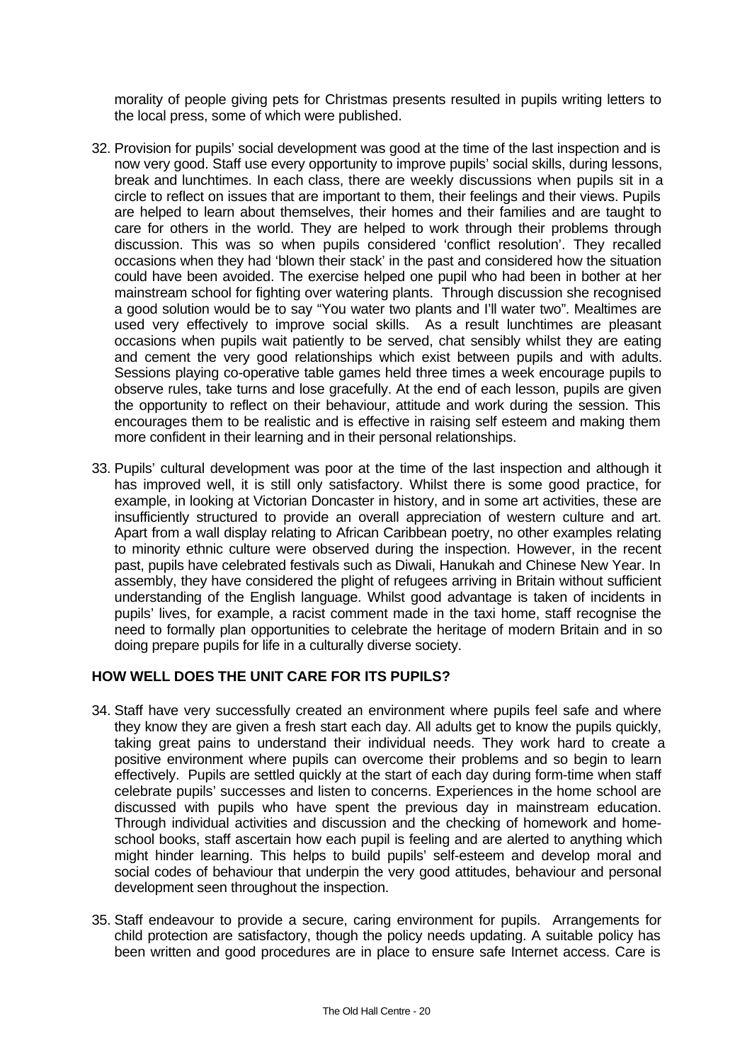morality of people giving pets for Christmas presents resulted in pupils writing letters to the local press, some of which were published.

32. Provision for pupils' social development was good at the time of the last inspection and is now very good. Staff use every opportunity to improve pupils' social skills, during lessons, break and lunchtimes. In each class, there are weekly discussions when pupils sit in a circle to reflect on issues that are important to them, their feelings and their views. Pupils are helped to learn about themselves, their homes and their families and are taught to care for others in the world. They are helped to work through their problems through discussion. This was so when pupils considered 'conflict resolution'. They recalled occasions when they had 'blown their stack' in the past and considered how the situation could have been avoided. The exercise helped one pupil who had been in bother at her mainstream school for fighting over watering plants. Through discussion she recognised a good solution would be to say "You water two plants and I'll water two". Mealtimes are used very effectively to improve social skills. As a result lunchtimes are pleasant occasions when pupils wait patiently to be served, chat sensibly whilst they are eating and cement the very good relationships which exist between pupils and with adults. Sessions playing co-operative table games held three times a week encourage pupils to observe rules, take turns and lose gracefully. At the end of each lesson, pupils are given the opportunity to reflect on their behaviour, attitude and work during the session. This encourages them to be realistic and is effective in raising self esteem and making them more confident in their learning and in their personal relationships.

33. Pupils' cultural development was poor at the time of the last inspection and although it has improved well, it is still only satisfactory. Whilst there is some good practice, for example, in looking at Victorian Doncaster in history, and in some art activities, these are insufficiently structured to provide an overall appreciation of western culture and art. Apart from a wall display relating to African Caribbean poetry, no other examples relating to minority ethnic culture were observed during the inspection. However, in the recent past, pupils have celebrated festivals such as Diwali, Hanukah and Chinese New Year. In assembly, they have considered the plight of refugees arriving in Britain without sufficient understanding of the English language. Whilst good advantage is taken of incidents in pupils' lives, for example, a racist comment made in the taxi home, staff recognise the need to formally plan opportunities to celebrate the heritage of modern Britain and in so doing prepare pupils for life in a culturally diverse society.

## HOW WELL DOES THE UNIT CARE FOR ITS PUPILS?

34. Staff have very successfully created an environment where pupils feel safe and where they know they are given a fresh start each day. All adults get to know the pupils quickly, taking great pains to understand their individual needs. They work hard to create a positive environment where pupils can overcome their problems and so begin to learn effectively. Pupils are settled quickly at the start of each day during form-time when staff celebrate pupils' successes and listen to concerns. Experiences in the home school are discussed with pupils who have spent the previous day in mainstream education. Through individual activities and discussion and the checking of homework and home-school books, staff ascertain how each pupil is feeling and are alerted to anything which might hinder learning. This helps to build pupils' self-esteem and develop moral and social codes of behaviour that underpin the very good attitudes, behaviour and personal development seen throughout the inspection.

35. Staff endeavour to provide a secure, caring environment for pupils. Arrangements for child protection are satisfactory, though the policy needs updating. A suitable policy has been written and good procedures are in place to ensure safe Internet access. Care is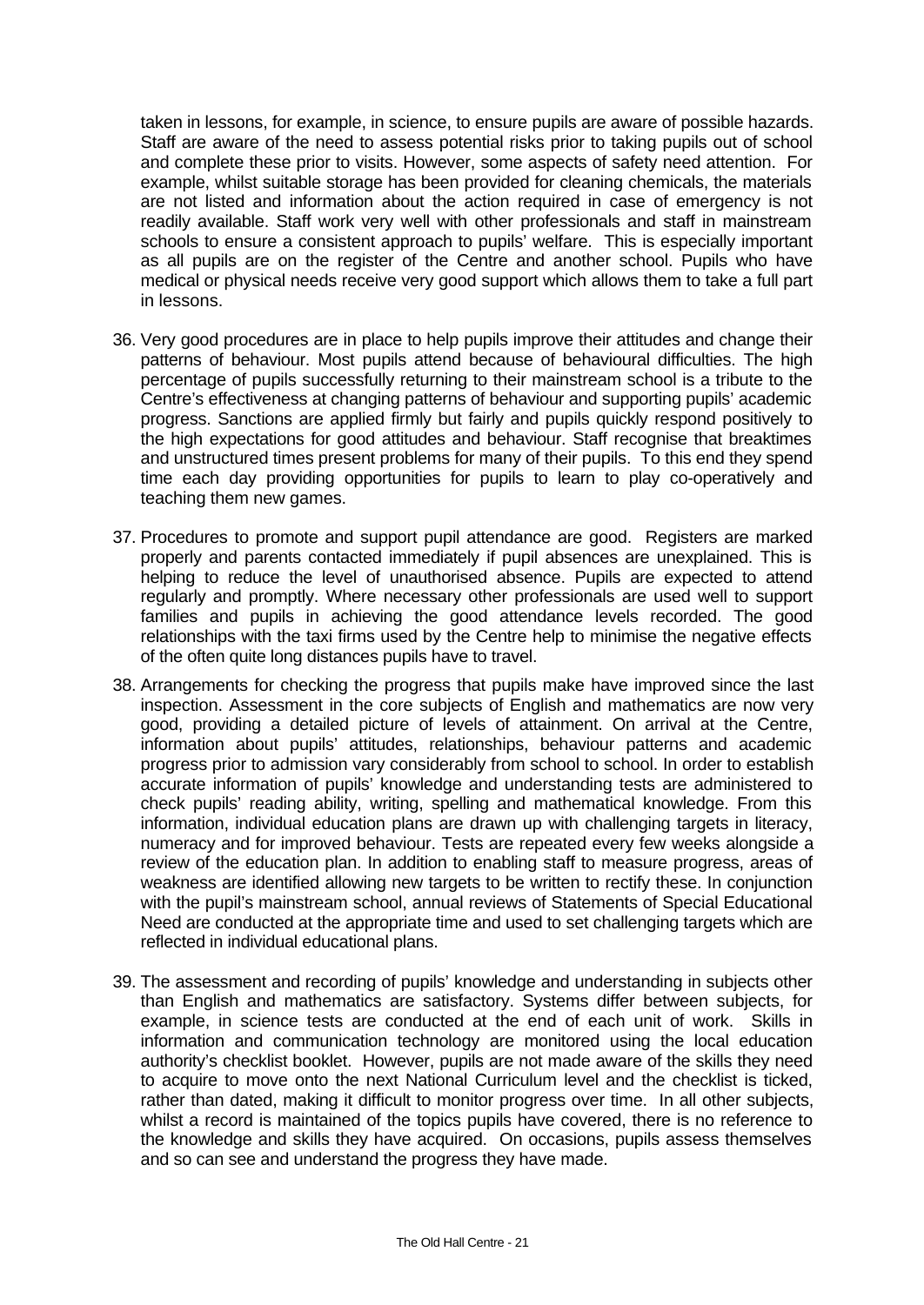taken in lessons, for example, in science, to ensure pupils are aware of possible hazards. Staff are aware of the need to assess potential risks prior to taking pupils out of school and complete these prior to visits. However, some aspects of safety need attention. For example, whilst suitable storage has been provided for cleaning chemicals, the materials are not listed and information about the action required in case of emergency is not readily available. Staff work very well with other professionals and staff in mainstream schools to ensure a consistent approach to pupils' welfare. This is especially important as all pupils are on the register of the Centre and another school. Pupils who have medical or physical needs receive very good support which allows them to take a full part in lessons.

36. Very good procedures are in place to help pupils improve their attitudes and change their patterns of behaviour. Most pupils attend because of behavioural difficulties. The high percentage of pupils successfully returning to their mainstream school is a tribute to the Centre's effectiveness at changing patterns of behaviour and supporting pupils' academic progress. Sanctions are applied firmly but fairly and pupils quickly respond positively to the high expectations for good attitudes and behaviour. Staff recognise that breaktimes and unstructured times present problems for many of their pupils. To this end they spend time each day providing opportunities for pupils to learn to play co-operatively and teaching them new games.

37. Procedures to promote and support pupil attendance are good. Registers are marked properly and parents contacted immediately if pupil absences are unexplained. This is helping to reduce the level of unauthorised absence. Pupils are expected to attend regularly and promptly. Where necessary other professionals are used well to support families and pupils in achieving the good attendance levels recorded. The good relationships with the taxi firms used by the Centre help to minimise the negative effects of the often quite long distances pupils have to travel.

38. Arrangements for checking the progress that pupils make have improved since the last inspection. Assessment in the core subjects of English and mathematics are now very good, providing a detailed picture of levels of attainment. On arrival at the Centre, information about pupils' attitudes, relationships, behaviour patterns and academic progress prior to admission vary considerably from school to school. In order to establish accurate information of pupils' knowledge and understanding tests are administered to check pupils' reading ability, writing, spelling and mathematical knowledge. From this information, individual education plans are drawn up with challenging targets in literacy, numeracy and for improved behaviour. Tests are repeated every few weeks alongside a review of the education plan. In addition to enabling staff to measure progress, areas of weakness are identified allowing new targets to be written to rectify these. In conjunction with the pupil's mainstream school, annual reviews of Statements of Special Educational Need are conducted at the appropriate time and used to set challenging targets which are reflected in individual educational plans.

39. The assessment and recording of pupils' knowledge and understanding in subjects other than English and mathematics are satisfactory. Systems differ between subjects, for example, in science tests are conducted at the end of each unit of work. Skills in information and communication technology are monitored using the local education authority's checklist booklet. However, pupils are not made aware of the skills they need to acquire to move onto the next National Curriculum level and the checklist is ticked, rather than dated, making it difficult to monitor progress over time. In all other subjects, whilst a record is maintained of the topics pupils have covered, there is no reference to the knowledge and skills they have acquired. On occasions, pupils assess themselves and so can see and understand the progress they have made.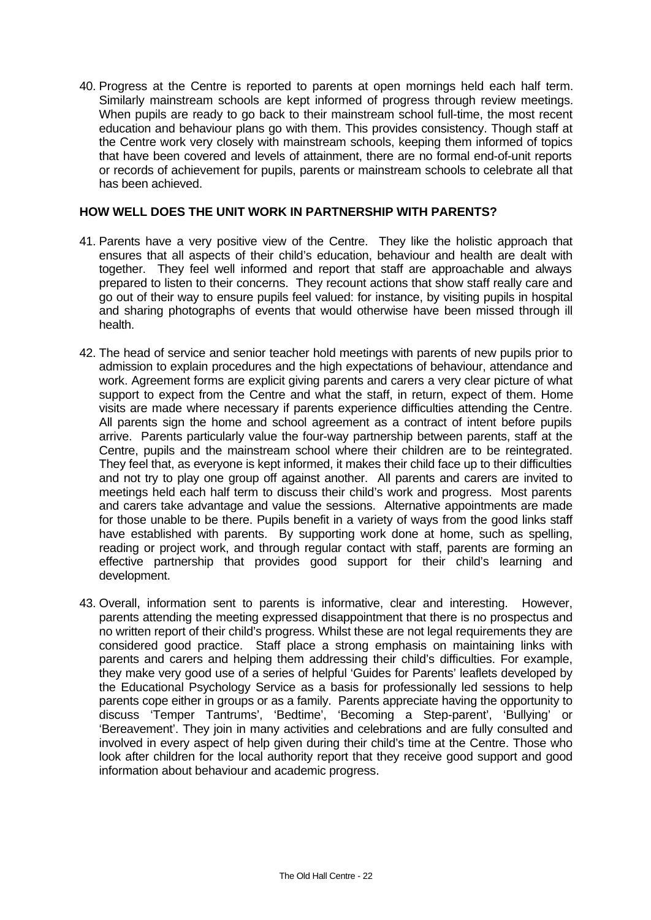40. Progress at the Centre is reported to parents at open mornings held each half term. Similarly mainstream schools are kept informed of progress through review meetings. When pupils are ready to go back to their mainstream school full-time, the most recent education and behaviour plans go with them. This provides consistency. Though staff at the Centre work very closely with mainstream schools, keeping them informed of topics that have been covered and levels of attainment, there are no formal end-of-unit reports or records of achievement for pupils, parents or mainstream schools to celebrate all that has been achieved.

## HOW WELL DOES THE UNIT WORK IN PARTNERSHIP WITH PARENTS?

41. Parents have a very positive view of the Centre. They like the holistic approach that ensures that all aspects of their child's education, behaviour and health are dealt with together. They feel well informed and report that staff are approachable and always prepared to listen to their concerns. They recount actions that show staff really care and go out of their way to ensure pupils feel valued: for instance, by visiting pupils in hospital and sharing photographs of events that would otherwise have been missed through ill health.

42. The head of service and senior teacher hold meetings with parents of new pupils prior to admission to explain procedures and the high expectations of behaviour, attendance and work. Agreement forms are explicit giving parents and carers a very clear picture of what support to expect from the Centre and what the staff, in return, expect of them. Home visits are made where necessary if parents experience difficulties attending the Centre. All parents sign the home and school agreement as a contract of intent before pupils arrive. Parents particularly value the four-way partnership between parents, staff at the Centre, pupils and the mainstream school where their children are to be reintegrated. They feel that, as everyone is kept informed, it makes their child face up to their difficulties and not try to play one group off against another. All parents and carers are invited to meetings held each half term to discuss their child's work and progress. Most parents and carers take advantage and value the sessions. Alternative appointments are made for those unable to be there. Pupils benefit in a variety of ways from the good links staff have established with parents. By supporting work done at home, such as spelling, reading or project work, and through regular contact with staff, parents are forming an effective partnership that provides good support for their child's learning and development.

43. Overall, information sent to parents is informative, clear and interesting. However, parents attending the meeting expressed disappointment that there is no prospectus and no written report of their child's progress. Whilst these are not legal requirements they are considered good practice. Staff place a strong emphasis on maintaining links with parents and carers and helping them addressing their child's difficulties. For example, they make very good use of a series of helpful 'Guides for Parents' leaflets developed by the Educational Psychology Service as a basis for professionally led sessions to help parents cope either in groups or as a family. Parents appreciate having the opportunity to discuss 'Temper Tantrums', 'Bedtime', 'Becoming a Step-parent', 'Bullying' or 'Bereavement'. They join in many activities and celebrations and are fully consulted and involved in every aspect of help given during their child's time at the Centre. Those who look after children for the local authority report that they receive good support and good information about behaviour and academic progress.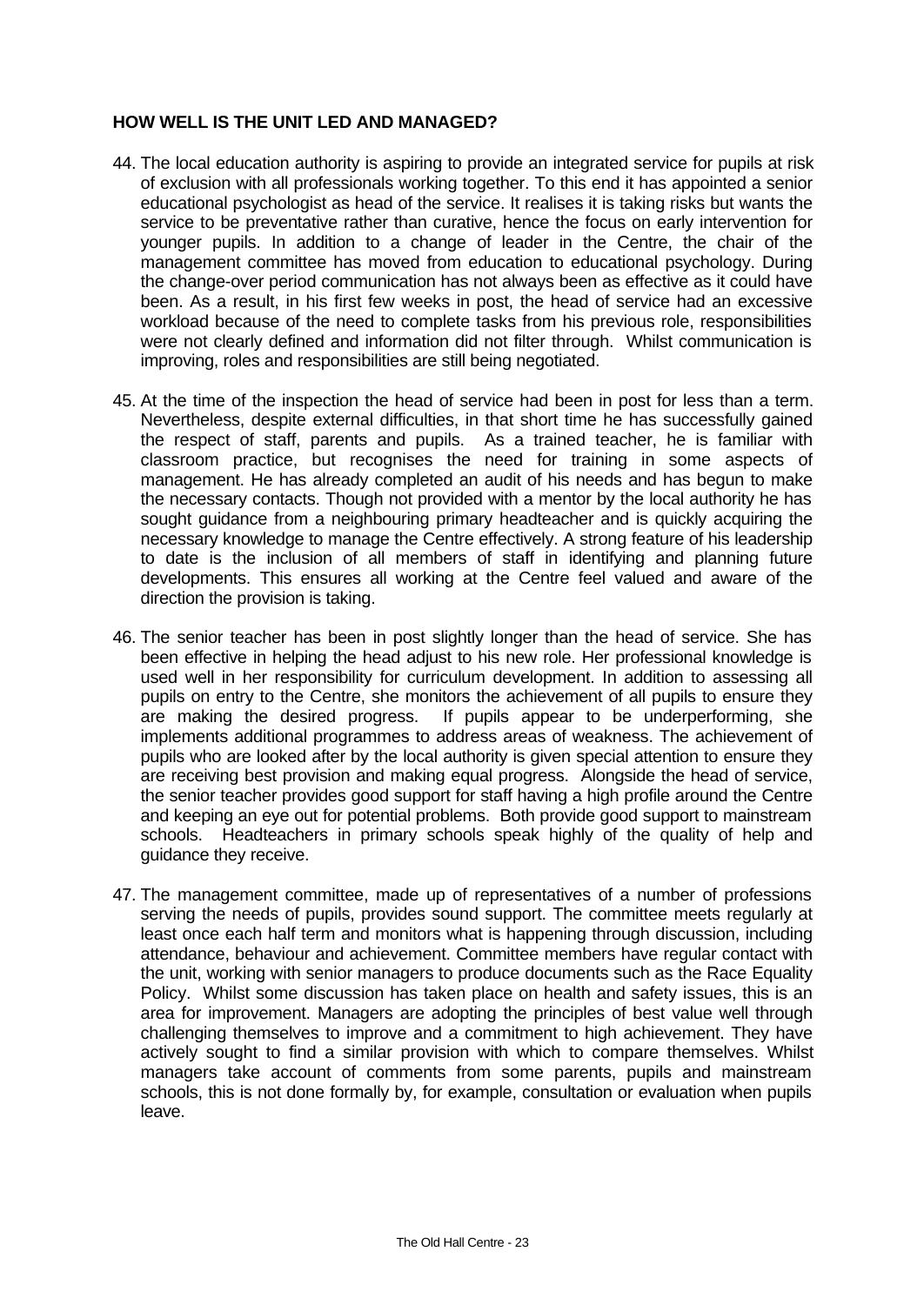## HOW WELL IS THE UNIT LED AND MANAGED?

44. The local education authority is aspiring to provide an integrated service for pupils at risk of exclusion with all professionals working together. To this end it has appointed a senior educational psychologist as head of the service. It realises it is taking risks but wants the service to be preventative rather than curative, hence the focus on early intervention for younger pupils. In addition to a change of leader in the Centre, the chair of the management committee has moved from education to educational psychology. During the change-over period communication has not always been as effective as it could have been. As a result, in his first few weeks in post, the head of service had an excessive workload because of the need to complete tasks from his previous role, responsibilities were not clearly defined and information did not filter through. Whilst communication is improving, roles and responsibilities are still being negotiated.

45. At the time of the inspection the head of service had been in post for less than a term. Nevertheless, despite external difficulties, in that short time he has successfully gained the respect of staff, parents and pupils. As a trained teacher, he is familiar with classroom practice, but recognises the need for training in some aspects of management. He has already completed an audit of his needs and has begun to make the necessary contacts. Though not provided with a mentor by the local authority he has sought guidance from a neighbouring primary headteacher and is quickly acquiring the necessary knowledge to manage the Centre effectively. A strong feature of his leadership to date is the inclusion of all members of staff in identifying and planning future developments. This ensures all working at the Centre feel valued and aware of the direction the provision is taking.

46. The senior teacher has been in post slightly longer than the head of service. She has been effective in helping the head adjust to his new role. Her professional knowledge is used well in her responsibility for curriculum development. In addition to assessing all pupils on entry to the Centre, she monitors the achievement of all pupils to ensure they are making the desired progress. If pupils appear to be underperforming, she implements additional programmes to address areas of weakness. The achievement of pupils who are looked after by the local authority is given special attention to ensure they are receiving best provision and making equal progress. Alongside the head of service, the senior teacher provides good support for staff having a high profile around the Centre and keeping an eye out for potential problems. Both provide good support to mainstream schools. Headteachers in primary schools speak highly of the quality of help and guidance they receive.

47. The management committee, made up of representatives of a number of professions serving the needs of pupils, provides sound support. The committee meets regularly at least once each half term and monitors what is happening through discussion, including attendance, behaviour and achievement. Committee members have regular contact with the unit, working with senior managers to produce documents such as the Race Equality Policy. Whilst some discussion has taken place on health and safety issues, this is an area for improvement. Managers are adopting the principles of best value well through challenging themselves to improve and a commitment to high achievement. They have actively sought to find a similar provision with which to compare themselves. Whilst managers take account of comments from some parents, pupils and mainstream schools, this is not done formally by, for example, consultation or evaluation when pupils leave.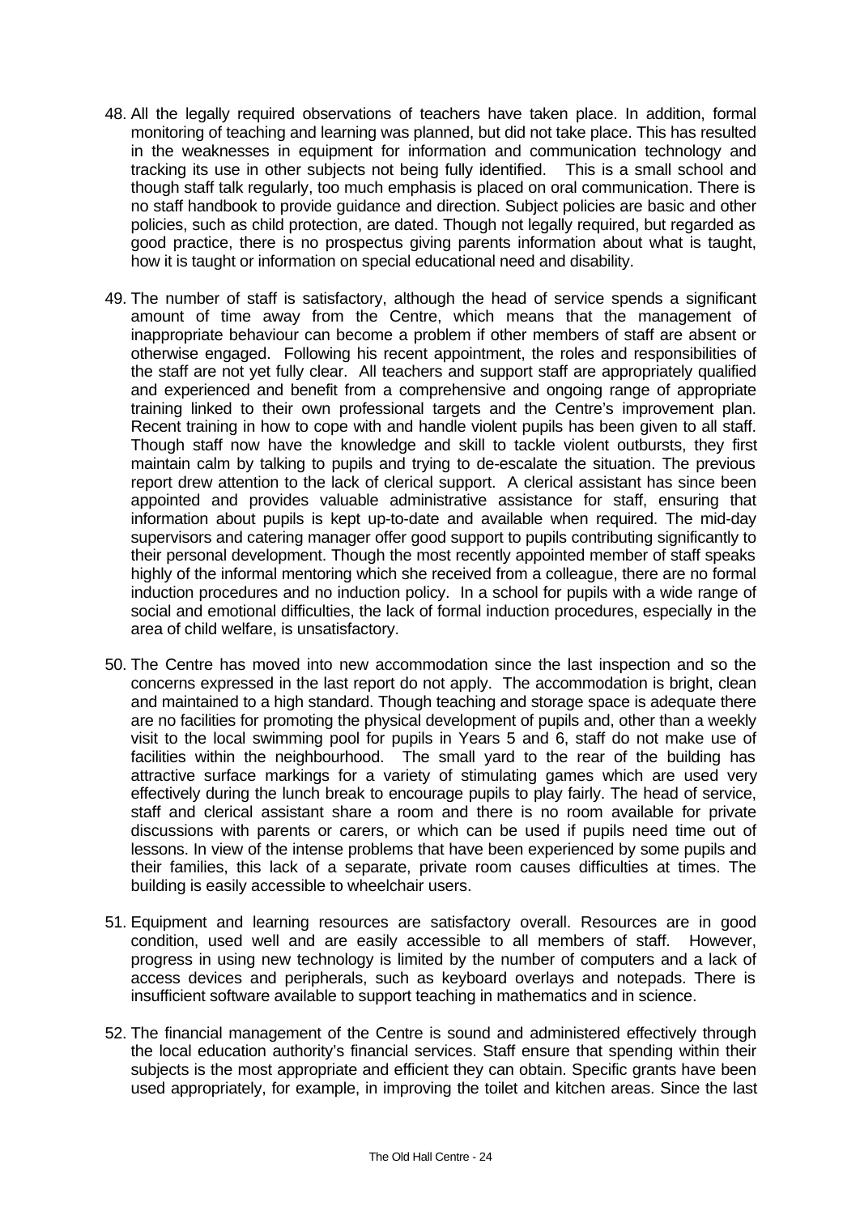48. All the legally required observations of teachers have taken place. In addition, formal monitoring of teaching and learning was planned, but did not take place. This has resulted in the weaknesses in equipment for information and communication technology and tracking its use in other subjects not being fully identified. This is a small school and though staff talk regularly, too much emphasis is placed on oral communication. There is no staff handbook to provide guidance and direction. Subject policies are basic and other policies, such as child protection, are dated. Though not legally required, but regarded as good practice, there is no prospectus giving parents information about what is taught, how it is taught or information on special educational need and disability.

49. The number of staff is satisfactory, although the head of service spends a significant amount of time away from the Centre, which means that the management of inappropriate behaviour can become a problem if other members of staff are absent or otherwise engaged. Following his recent appointment, the roles and responsibilities of the staff are not yet fully clear. All teachers and support staff are appropriately qualified and experienced and benefit from a comprehensive and ongoing range of appropriate training linked to their own professional targets and the Centre's improvement plan. Recent training in how to cope with and handle violent pupils has been given to all staff. Though staff now have the knowledge and skill to tackle violent outbursts, they first maintain calm by talking to pupils and trying to de-escalate the situation. The previous report drew attention to the lack of clerical support. A clerical assistant has since been appointed and provides valuable administrative assistance for staff, ensuring that information about pupils is kept up-to-date and available when required. The mid-day supervisors and catering manager offer good support to pupils contributing significantly to their personal development. Though the most recently appointed member of staff speaks highly of the informal mentoring which she received from a colleague, there are no formal induction procedures and no induction policy. In a school for pupils with a wide range of social and emotional difficulties, the lack of formal induction procedures, especially in the area of child welfare, is unsatisfactory.

50. The Centre has moved into new accommodation since the last inspection and so the concerns expressed in the last report do not apply. The accommodation is bright, clean and maintained to a high standard. Though teaching and storage space is adequate there are no facilities for promoting the physical development of pupils and, other than a weekly visit to the local swimming pool for pupils in Years 5 and 6, staff do not make use of facilities within the neighbourhood. The small yard to the rear of the building has attractive surface markings for a variety of stimulating games which are used very effectively during the lunch break to encourage pupils to play fairly. The head of service, staff and clerical assistant share a room and there is no room available for private discussions with parents or carers, or which can be used if pupils need time out of lessons. In view of the intense problems that have been experienced by some pupils and their families, this lack of a separate, private room causes difficulties at times. The building is easily accessible to wheelchair users.

51. Equipment and learning resources are satisfactory overall. Resources are in good condition, used well and are easily accessible to all members of staff. However, progress in using new technology is limited by the number of computers and a lack of access devices and peripherals, such as keyboard overlays and notepads. There is insufficient software available to support teaching in mathematics and in science.

52. The financial management of the Centre is sound and administered effectively through the local education authority's financial services. Staff ensure that spending within their subjects is the most appropriate and efficient they can obtain. Specific grants have been used appropriately, for example, in improving the toilet and kitchen areas. Since the last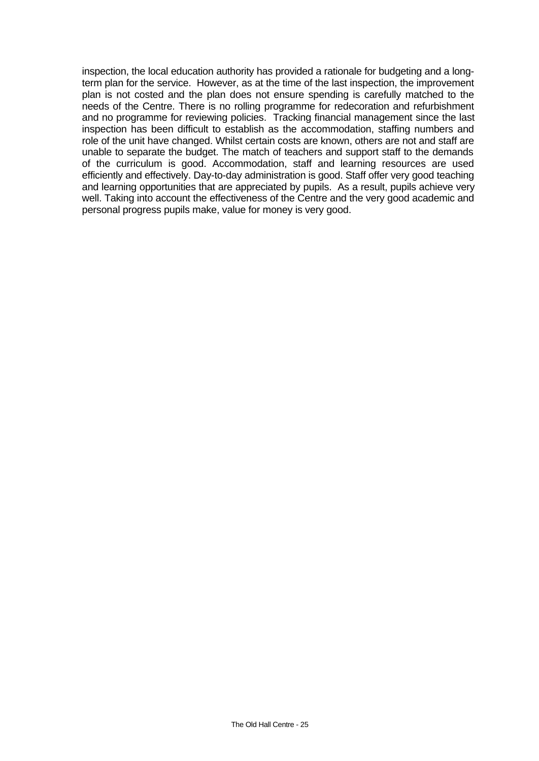inspection, the local education authority has provided a rationale for budgeting and a long-term plan for the service. However, as at the time of the last inspection, the improvement plan is not costed and the plan does not ensure spending is carefully matched to the needs of the Centre. There is no rolling programme for redecoration and refurbishment and no programme for reviewing policies. Tracking financial management since the last inspection has been difficult to establish as the accommodation, staffing numbers and role of the unit have changed. Whilst certain costs are known, others are not and staff are unable to separate the budget. The match of teachers and support staff to the demands of the curriculum is good. Accommodation, staff and learning resources are used efficiently and effectively. Day-to-day administration is good. Staff offer very good teaching and learning opportunities that are appreciated by pupils. As a result, pupils achieve very well. Taking into account the effectiveness of the Centre and the very good academic and personal progress pupils make, value for money is very good.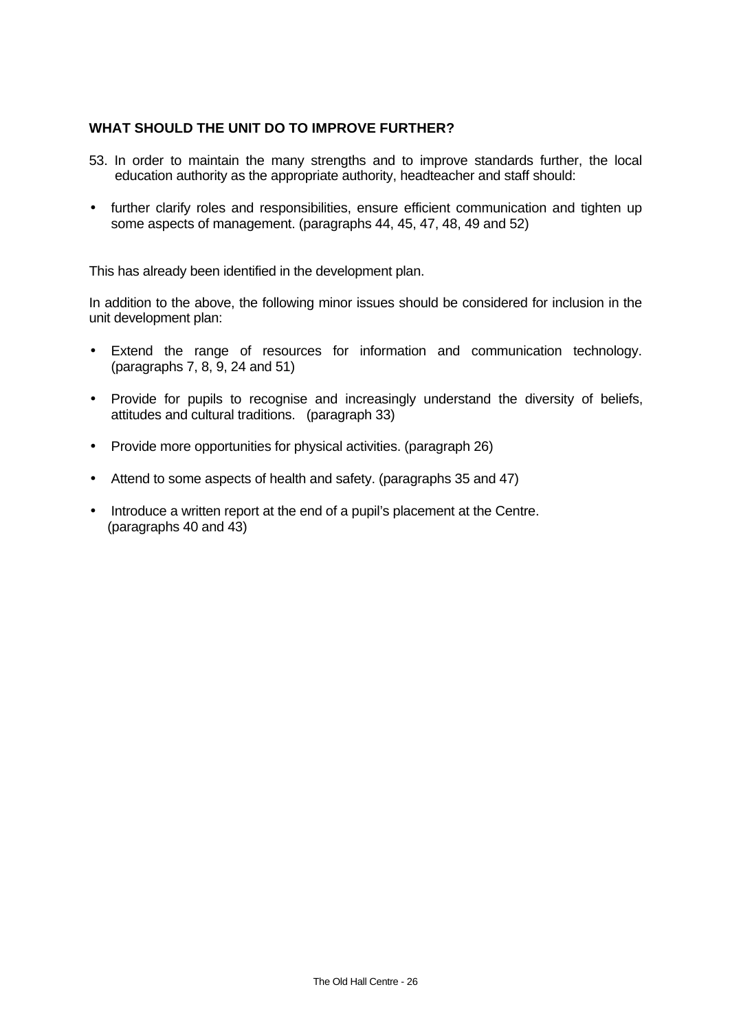## WHAT SHOULD THE UNIT DO TO IMPROVE FURTHER?

53. In order to maintain the many strengths and to improve standards further, the local education authority as the appropriate authority, headteacher and staff should:

- further clarify roles and responsibilities, ensure efficient communication and tighten up some aspects of management. (paragraphs 44, 45, 47, 48, 49 and 52)

This has already been identified in the development plan.

In addition to the above, the following minor issues should be considered for inclusion in the unit development plan:

- Extend the range of resources for information and communication technology. (paragraphs 7, 8, 9, 24 and 51)
- Provide for pupils to recognise and increasingly understand the diversity of beliefs, attitudes and cultural traditions. (paragraph 33)
- Provide more opportunities for physical activities. (paragraph 26)
- Attend to some aspects of health and safety. (paragraphs 35 and 47)
- Introduce a written report at the end of a pupil's placement at the Centre. (paragraphs 40 and 43)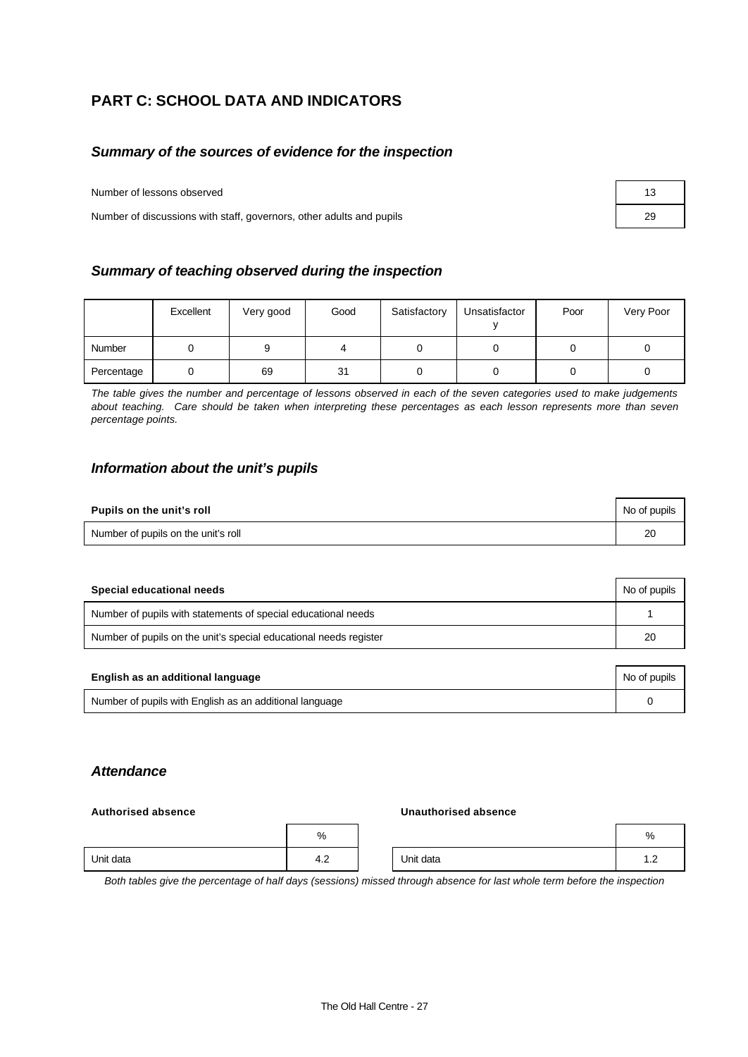# PART C: SCHOOL DATA AND INDICATORS

## *Summary of the sources of evidence for the inspection*

| | |
|---|---|
| Number of lessons observed | 13 |
| Number of discussions with staff, governors, other adults and pupils | 29 |

## *Summary of teaching observed during the inspection*

| | Excellent | Very good | Good | Satisfactory | Unsatisfactory | Poor | Very Poor |
|---|---|---|---|---|---|---|---|
| Number | 0 | 9 | 4 | 0 | 0 | 0 | 0 |
| Percentage | 0 | 69 | 31 | 0 | 0 | 0 | 0 |

*The table gives the number and percentage of lessons observed in each of the seven categories used to make judgements about teaching. Care should be taken when interpreting these percentages as each lesson represents more than seven percentage points.*

## *Information about the unit's pupils*

| **Pupils on the unit's roll** | No of pupils |
|---|---|
| Number of pupils on the unit's roll | 20 |

| **Special educational needs** | No of pupils |
|---|---|
| Number of pupils with statements of special educational needs | 1 |
| Number of pupils on the unit's special educational needs register | 20 |

| **English as an additional language** | No of pupils |
|---|---|
| Number of pupils with English as an additional language | 0 |

## *Attendance*

**Authorised absence**

| | % |
|---|---|
| Unit data | 4.2 |

**Unauthorised absence**

| | % |
|---|---|
| Unit data | 1.2 |

*Both tables give the percentage of half days (sessions) missed through absence for last whole term before the inspection*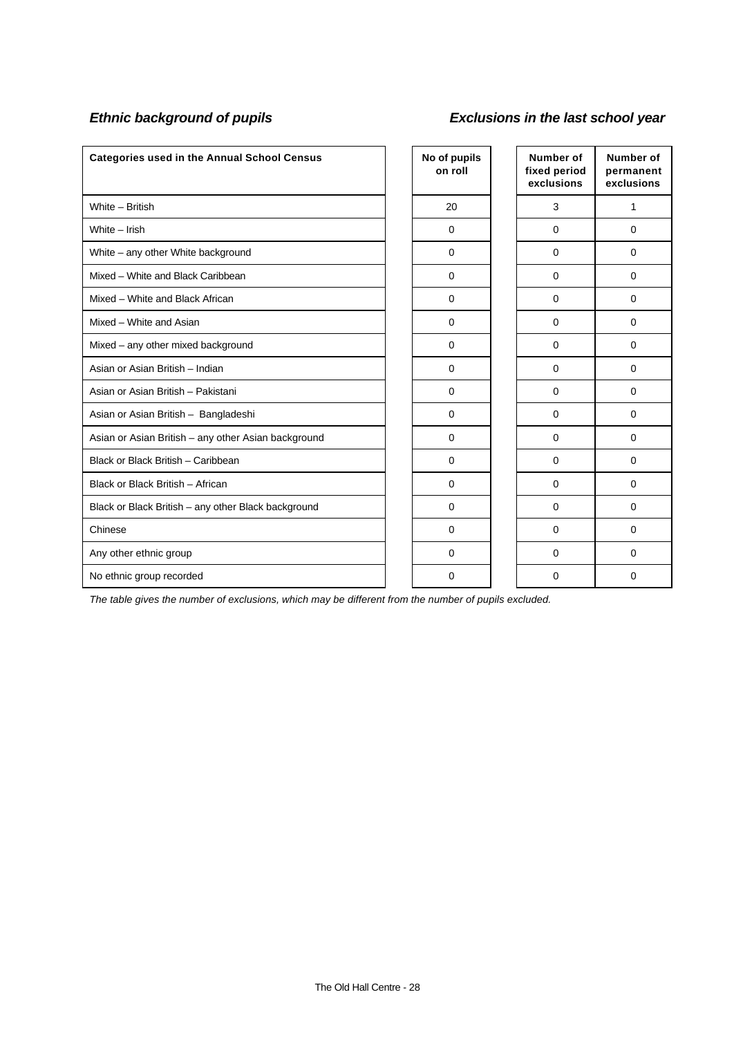*Ethnic background of pupils* | *Exclusions in the last school year*

| Categories used in the Annual School Census | No of pupils on roll | Number of fixed period exclusions | Number of permanent exclusions |
|---|---|---|---|
| White – British | 20 | 3 | 1 |
| White – Irish | 0 | 0 | 0 |
| White – any other White background | 0 | 0 | 0 |
| Mixed – White and Black Caribbean | 0 | 0 | 0 |
| Mixed – White and Black African | 0 | 0 | 0 |
| Mixed – White and Asian | 0 | 0 | 0 |
| Mixed – any other mixed background | 0 | 0 | 0 |
| Asian or Asian British – Indian | 0 | 0 | 0 |
| Asian or Asian British – Pakistani | 0 | 0 | 0 |
| Asian or Asian British – Bangladeshi | 0 | 0 | 0 |
| Asian or Asian British – any other Asian background | 0 | 0 | 0 |
| Black or Black British – Caribbean | 0 | 0 | 0 |
| Black or Black British – African | 0 | 0 | 0 |
| Black or Black British – any other Black background | 0 | 0 | 0 |
| Chinese | 0 | 0 | 0 |
| Any other ethnic group | 0 | 0 | 0 |
| No ethnic group recorded | 0 | 0 | 0 |

*The table gives the number of exclusions, which may be different from the number of pupils excluded.*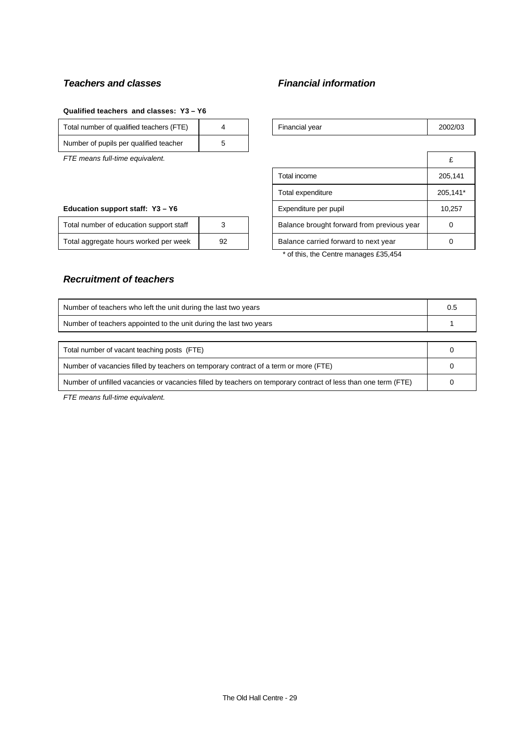### *Teachers and classes*

**Qualified teachers and classes: Y3 – Y6**

| | |
|---|---|
| Total number of qualified teachers (FTE) | 4 |
| Number of pupils per qualified teacher | 5 |

*FTE means full-time equivalent.*

**Education support staff: Y3 – Y6**

| | |
|---|---|
| Total number of education support staff | 3 |
| Total aggregate hours worked per week | 92 |

### *Financial information*

| | |
|---|---|
| Financial year | 2002/03 |

| | £ |
|---|---|
| Total income | 205,141 |
| Total expenditure | 205,141* |
| Expenditure per pupil | 10,257 |
| Balance brought forward from previous year | 0 |
| Balance carried forward to next year | 0 |

\* of this, the Centre manages £35,454

### *Recruitment of teachers*

| | |
|---|---|
| Number of teachers who left the unit during the last two years | 0.5 |
| Number of teachers appointed to the unit during the last two years | 1 |

| | |
|---|---|
| Total number of vacant teaching posts (FTE) | 0 |
| Number of vacancies filled by teachers on temporary contract of a term or more (FTE) | 0 |
| Number of unfilled vacancies or vacancies filled by teachers on temporary contract of less than one term (FTE) | 0 |

*FTE means full-time equivalent.*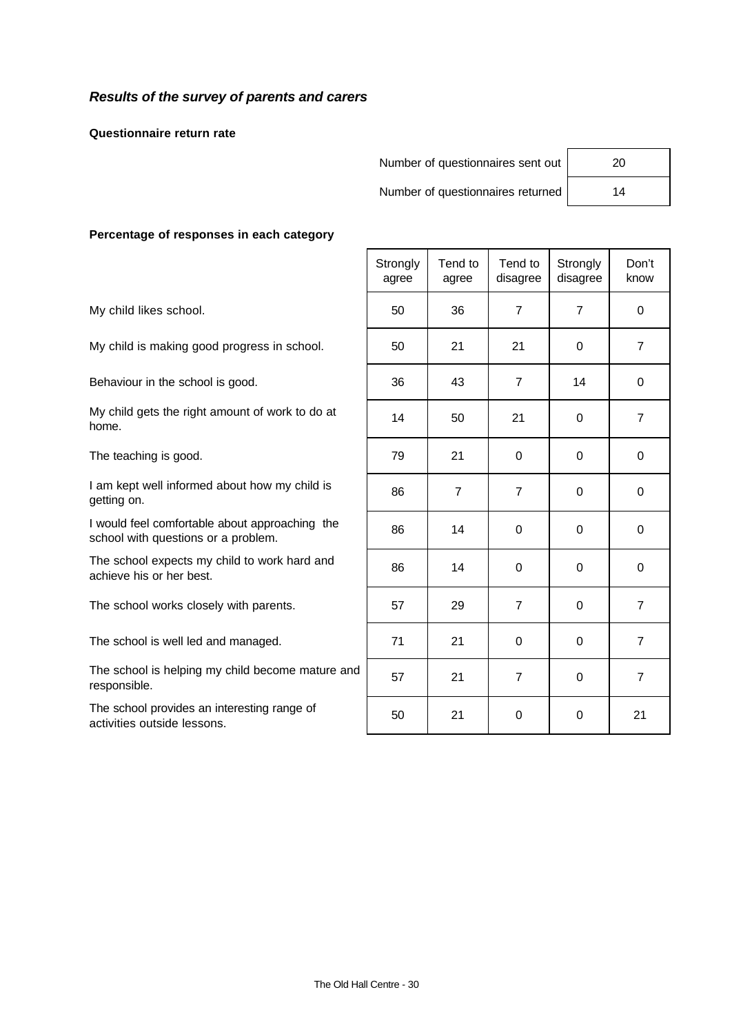### *Results of the survey of parents and carers*

**Questionnaire return rate**

| | |
|---|---|
| Number of questionnaires sent out | 20 |
| Number of questionnaires returned | 14 |

**Percentage of responses in each category**

| | Strongly agree | Tend to agree | Tend to disagree | Strongly disagree | Don't know |
|---|---|---|---|---|---|
| My child likes school. | 50 | 36 | 7 | 7 | 0 |
| My child is making good progress in school. | 50 | 21 | 21 | 0 | 7 |
| Behaviour in the school is good. | 36 | 43 | 7 | 14 | 0 |
| My child gets the right amount of work to do at home. | 14 | 50 | 21 | 0 | 7 |
| The teaching is good. | 79 | 21 | 0 | 0 | 0 |
| I am kept well informed about how my child is getting on. | 86 | 7 | 7 | 0 | 0 |
| I would feel comfortable about approaching the school with questions or a problem. | 86 | 14 | 0 | 0 | 0 |
| The school expects my child to work hard and achieve his or her best. | 86 | 14 | 0 | 0 | 0 |
| The school works closely with parents. | 57 | 29 | 7 | 0 | 7 |
| The school is well led and managed. | 71 | 21 | 0 | 0 | 7 |
| The school is helping my child become mature and responsible. | 57 | 21 | 7 | 0 | 7 |
| The school provides an interesting range of activities outside lessons. | 50 | 21 | 0 | 0 | 21 |